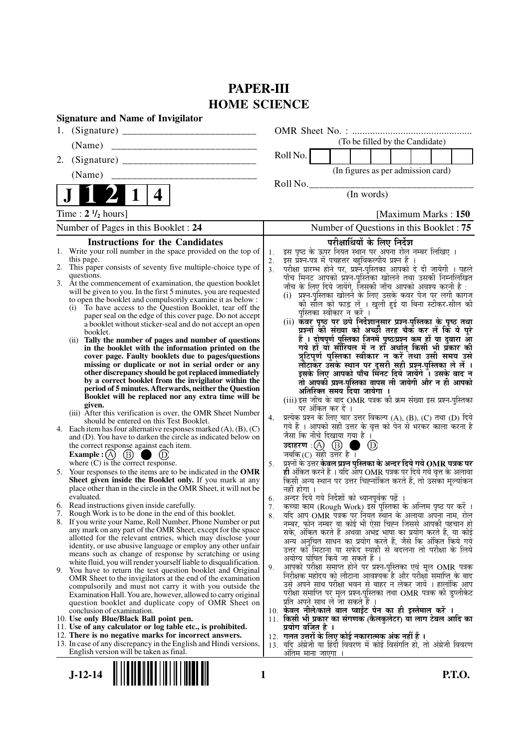# PAPER-III
## HOME SCIENCE

**Signature and Name of Invigilator**

1. (Signature) __________________________

   (Name) ____________________________

2. (Signature) __________________________

   (Name) ____________________________

OMR Sheet No. : ...............................................

(To be filled by the Candidate)

Roll No. [ | | | | | | | | ]

(In figures as per admission card)

Roll No.________________________________

(In words)

**J 1 2 1 4**

Time : **2 ½ hours**] [Maximum Marks : **150**

Number of Pages in this Booklet : 24

Number of Questions in this Booklet : 75

### Instructions for the Candidates

1. Write your roll number in the space provided on the top of this page.
2. This paper consists of seventy five multiple-choice type of questions.
3. At the commencement of examination, the question booklet will be given to you. In the first 5 minutes, you are requested to open the booklet and compulsorily examine it as below :
   (i) To have access to the Question Booklet, tear off the paper seal on the edge of this cover page. Do not accept a booklet without sticker-seal and do not accept an open booklet.
   (ii) **Tally the number of pages and number of questions in the booklet with the information printed on the cover page. Faulty booklets due to pages/questions missing or duplicate or not in serial order or any other discrepancy should be got replaced immediately by a correct booklet from the invigilator within the period of 5 minutes. Afterwards, neither the Question Booklet will be replaced nor any extra time will be given.**
   (iii) After this verification is over, the OMR Sheet Number should be entered on this Test Booklet.
4. Each item has four alternative responses marked (A), (B), (C) and (D). You have to darken the circle as indicated below on the correct response against each item.
   **Example :** (A) (B) ● (D)
   where (C) is the correct response.
5. Your responses to the items are to be indicated in the **OMR Sheet given inside the Booklet only.** If you mark at any place other than in the circle in the OMR Sheet, it will not be evaluated.
6. Read instructions given inside carefully.
7. Rough Work is to be done in the end of this booklet.
8. If you write your Name, Roll Number, Phone Number or put any mark on any part of the OMR Sheet, except for the space allotted for the relevant entries, which may disclose your identity, or use abusive language or employ any other unfair means such as change of response by scratching or using white fluid, you will render yourself liable to disqualification.
9. You have to return the test question booklet and Original OMR Sheet to the invigilators at the end of the examination compulsorily and must not carry it with you outside the Examination Hall. You are, however, allowed to carry original question booklet and duplicate copy of OMR Sheet on conclusion of examination.
10. **Use only Blue/Black Ball point pen.**
11. **Use of any calculator or log table etc., is prohibited.**
12. **There is no negative marks for incorrect answers.**
13. In case of any discrepancy in the English and Hindi versions, English version will be taken as final.

### परीक्षार्थियों के लिए निर्देश

1. इस पृष्ठ के ऊपर नियत स्थान पर अपना रोल नम्बर लिखिए ।
2. इस प्रश्न-पत्र में पचहत्तर बहुविकल्पीय प्रश्न हैं ।
3. परीक्षा प्रारम्भ होने पर, प्रश्न-पुस्तिका आपको दे दी जायेगी । पहले पाँच मिनट आपको प्रश्न-पुस्तिका खोलने तथा उसकी निम्नलिखित जाँच के लिए दिये जायेंगे, जिसकी जाँच आपको अवश्य करनी है :
   (i) प्रश्न-पुस्तिका खोलने के लिए उसके कवर पेज पर लगी कागज की सील को फाड़ लें । खुली हुई या बिना स्टीकर-सील की पुस्तिका स्वीकार न करें ।
   (ii) **कवर पृष्ठ पर छपे निर्देशानुसार प्रश्न-पुस्तिका के पृष्ठ तथा प्रश्नों की संख्या को अच्छी तरह चैक कर लें कि ये पूरे हैं । दोषपूर्ण पुस्तिका जिनमें पृष्ठ/प्रश्न कम हों या दुबारा आ गये हों या सीरियल में न हों अर्थात् किसी भी प्रकार की त्रुटिपूर्ण पुस्तिका स्वीकार न करें तथा उसी समय उसे लौटाकर उसके स्थान पर दूसरी सही प्रश्न-पुस्तिका ले लें । इसके लिए आपको पाँच मिनट दिये जायेंगे । उसके बाद न तो आपकी प्रश्न-पुस्तिका वापस ली जायेगी और न ही आपको अतिरिक्त समय दिया जायेगा ।**
   (iii) इस जाँच के बाद OMR पत्रक की क्रम संख्या इस प्रश्न-पुस्तिका पर अंकित कर दें ।
4. प्रत्येक प्रश्न के लिए चार उत्तर विकल्प (A), (B), (C) तथा (D) दिये गये हैं । आपको सही उत्तर के वृत्त को पेन से भरकर काला करना है जैसा कि नीचे दिखाया गया है ।
   **उदाहरण :** (A) (B) ● (D)
   जबकि (C) सही उत्तर है ।
5. प्रश्नों के उत्तर **केवल प्रश्न पुस्तिका के अन्दर दिये गये OMR पत्रक पर ही** अंकित करने हैं । यदि आप OMR पत्रक पर दिये गये वृत्त के अलावा किसी अन्य स्थान पर उत्तर चिह्नांकित करते हैं, तो उसका मूल्यांकन नहीं होगा ।
6. अन्दर दिये गये निर्देशों को ध्यानपूर्वक पढ़ें ।
7. कच्चा काम (Rough Work) इस पुस्तिका के अन्तिम पृष्ठ पर करें ।
8. यदि आप OMR पत्रक पर नियत स्थान के अलावा अपना नाम, रोल नम्बर, फोन नम्बर या कोई भी ऐसा चिह्न जिससे आपकी पहचान हो सके, अंकित करते हैं अथवा अभद्र भाषा का प्रयोग करते हैं, या कोई अन्य अनुचित साधन का प्रयोग करते हैं, जैसे कि अंकित किये गये उत्तर को मिटाना या सफेद स्याही से बदलना तो परीक्षा के लिये अयोग्य घोषित किये जा सकते हैं ।
9. आपको परीक्षा समाप्त होने पर प्रश्न-पुस्तिका एवं मूल OMR पत्रक निरीक्षक महोदय को लौटाना आवश्यक है और परीक्षा समाप्ति के बाद उसे अपने साथ परीक्षा भवन से बाहर न लेकर जायें । हालांकि आप परीक्षा समाप्ति पर मूल प्रश्न-पुस्तिका तथा OMR पत्रक की डुप्लीकेट प्रति अपने साथ ले जा सकते हैं ।
10. **केवल नीले/काले बाल प्वाईंट पेन का ही इस्तेमाल करें ।**
11. **किसी भी प्रकार का संगणक (कैलकुलेटर) या लाग टेबल आदि का प्रयोग वर्जित है ।**
12. **गलत उत्तरों के लिए कोई नकारात्मक अंक नहीं हैं ।**
13. यदि अंग्रेजी या हिंदी विवरण में कोई विसंगति हो, तो अंग्रेजी विवरण अंतिम माना जाएगा ।

J-12-14 P.T.O.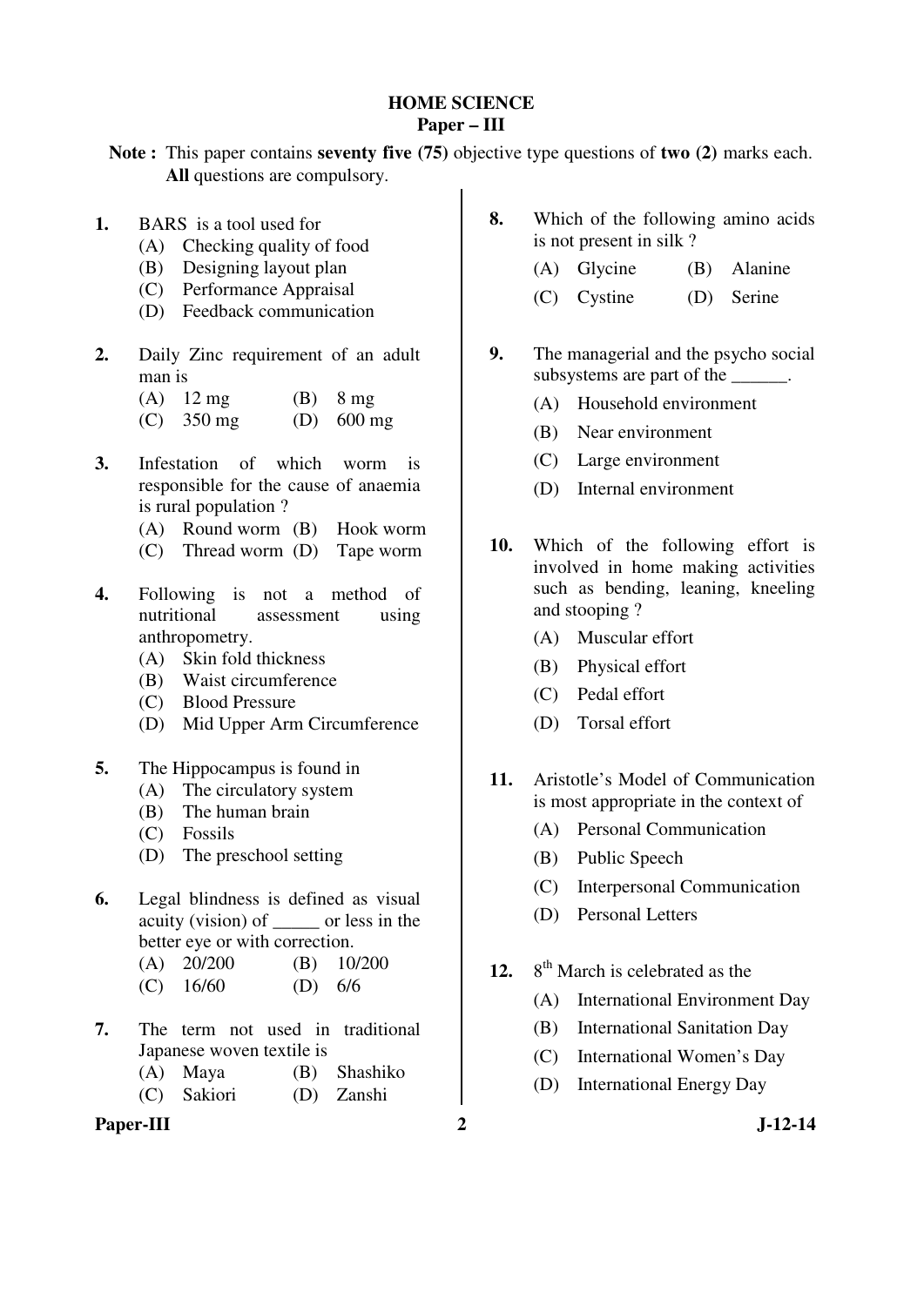# HOME SCIENCE
## Paper – III

**Note :** This paper contains **seventy five (75)** objective type questions of **two (2)** marks each. **All** questions are compulsory.

1. BARS is a tool used for
   (A) Checking quality of food
   (B) Designing layout plan
   (C) Performance Appraisal
   (D) Feedback communication

2. Daily Zinc requirement of an adult man is
   (A) 12 mg  (B) 8 mg
   (C) 350 mg  (D) 600 mg

3. Infestation of which worm is responsible for the cause of anaemia is rural population ?
   (A) Round worm  (B) Hook worm
   (C) Thread worm  (D) Tape worm

4. Following is not a method of nutritional assessment using anthropometry.
   (A) Skin fold thickness
   (B) Waist circumference
   (C) Blood Pressure
   (D) Mid Upper Arm Circumference

5. The Hippocampus is found in
   (A) The circulatory system
   (B) The human brain
   (C) Fossils
   (D) The preschool setting

6. Legal blindness is defined as visual acuity (vision) of _____ or less in the better eye or with correction.
   (A) 20/200  (B) 10/200
   (C) 16/60  (D) 6/6

7. The term not used in traditional Japanese woven textile is
   (A) Maya  (B) Shashiko
   (C) Sakiori  (D) Zanshi

8. Which of the following amino acids is not present in silk ?
   (A) Glycine  (B) Alanine
   (C) Cystine  (D) Serine

9. The managerial and the psycho social subsystems are part of the ______.
   (A) Household environment
   (B) Near environment
   (C) Large environment
   (D) Internal environment

10. Which of the following effort is involved in home making activities such as bending, leaning, kneeling and stooping ?
    (A) Muscular effort
    (B) Physical effort
    (C) Pedal effort
    (D) Torsal effort

11. Aristotle's Model of Communication is most appropriate in the context of
    (A) Personal Communication
    (B) Public Speech
    (C) Interpersonal Communication
    (D) Personal Letters

12. 8$^{th}$ March is celebrated as the
    (A) International Environment Day
    (B) International Sanitation Day
    (C) International Women's Day
    (D) International Energy Day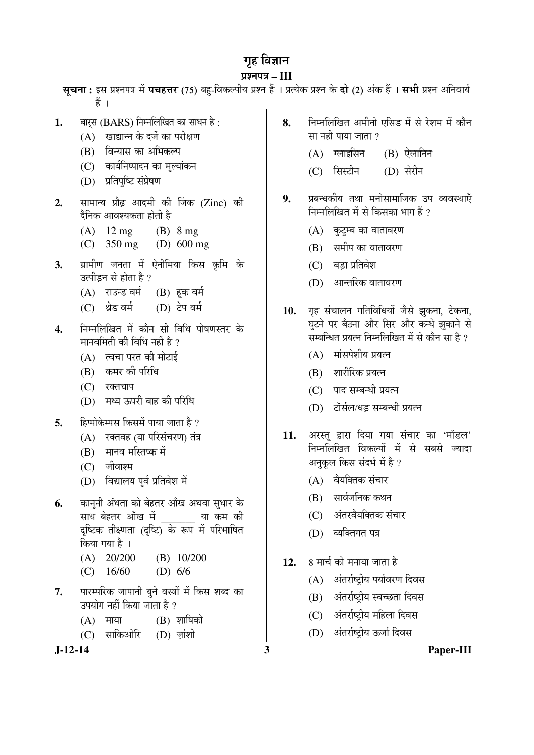# गृह विज्ञान

## प्रश्नपत्र – III

**सूचना :** इस प्रश्नपत्र में **पचहत्तर** (75) बहु-विकल्पीय प्रश्न हैं । प्रत्येक प्रश्न के **दो** (2) अंक हैं । **सभी** प्रश्न अनिवार्य हैं ।

1. बार्स (BARS) निम्नलिखित का साधन है :
   - (A) खाद्यान्न के दर्जे का परीक्षण
   - (B) विन्यास का अभिकल्प
   - (C) कार्यनिष्पादन का मूल्यांकन
   - (D) प्रतिपुष्टि संप्रेषण

2. सामान्य प्रौढ़ आदमी की जिंक (Zinc) की दैनिक आवश्यकता होती है
   - (A) 12 mg
   - (B) 8 mg
   - (C) 350 mg
   - (D) 600 mg

3. ग्रामीण जनता में ऐनीमिया किस कृमि के उत्पीड़न से होता है ?
   - (A) राउन्ड वर्म
   - (B) हूक वर्म
   - (C) थ्रेड वर्म
   - (D) टेप वर्म

4. निम्नलिखित में कौन सी विधि पोषणस्तर के मानवमिती की विधि नहीं है ?
   - (A) त्वचा परत की मोटाई
   - (B) कमर की परिधि
   - (C) रक्तचाप
   - (D) मध्य ऊपरी बाह की परिधि

5. हिप्पोकेम्पस किसमें पाया जाता है ?
   - (A) रक्तवह (या परिसंचरण) तंत्र
   - (B) मानव मस्तिष्क में
   - (C) जीवाश्म
   - (D) विद्यालय पूर्व प्रतिवेश में

6. कानूनी अंधता को बेहतर आँख अथवा सुधार के साथ बेहतर आँख में _______ या कम की दृष्टिक तीक्ष्णता (दृष्टि) के रूप में परिभाषित किया गया है ।
   - (A) 20/200
   - (B) 10/200
   - (C) 16/60
   - (D) 6/6

7. पारम्परिक जापानी बुने वस्त्रों में किस शब्द का उपयोग नहीं किया जाता है ?
   - (A) माया
   - (B) शाषिको
   - (C) साकिओरि
   - (D) ज़ांशी

8. निम्नलिखित अमीनो एसिड में से रेशम में कौन सा नहीं पाया जाता ?
   - (A) ग्लाइसिन
   - (B) ऐलानिन
   - (C) सिस्टीन
   - (D) सेरीन

9. प्रबन्धकीय तथा मनोसामाजिक उप व्यवस्थाएँ निम्नलिखित में से किसका भाग हैं ?
   - (A) कुटुम्ब का वातावरण
   - (B) समीप का वातावरण
   - (C) बड़ा प्रतिवेश
   - (D) आन्तरिक वातावरण

10. गृह संचालन गतिविधियों जैसे झुकना, टेकना, घुटने पर बैठना और सिर और कन्धे झुकाने से सम्बन्धित प्रयत्न निम्नलिखित में से कौन सा है ?
    - (A) मांसपेशीय प्रयत्न
    - (B) शारीरिक प्रयत्न
    - (C) पाद सम्बन्धी प्रयत्न
    - (D) टॉर्सल/धड़ सम्बन्धी प्रयत्न

11. अरस्तू द्वारा दिया गया संचार का 'मॉडल' निम्नलिखित विकल्पों में से सबसे ज्यादा अनुकूल किस संदर्भ में है ?
    - (A) वैयक्तिक संचार
    - (B) सार्वजनिक कथन
    - (C) अंतरवैयक्तिक संचार
    - (D) व्यक्तिगत पत्र

12. 8 मार्च को मनाया जाता है
    - (A) अंतर्राष्ट्रीय पर्यावरण दिवस
    - (B) अंतर्राष्ट्रीय स्वच्छता दिवस
    - (C) अंतर्राष्ट्रीय महिला दिवस
    - (D) अंतर्राष्ट्रीय ऊर्जा दिवस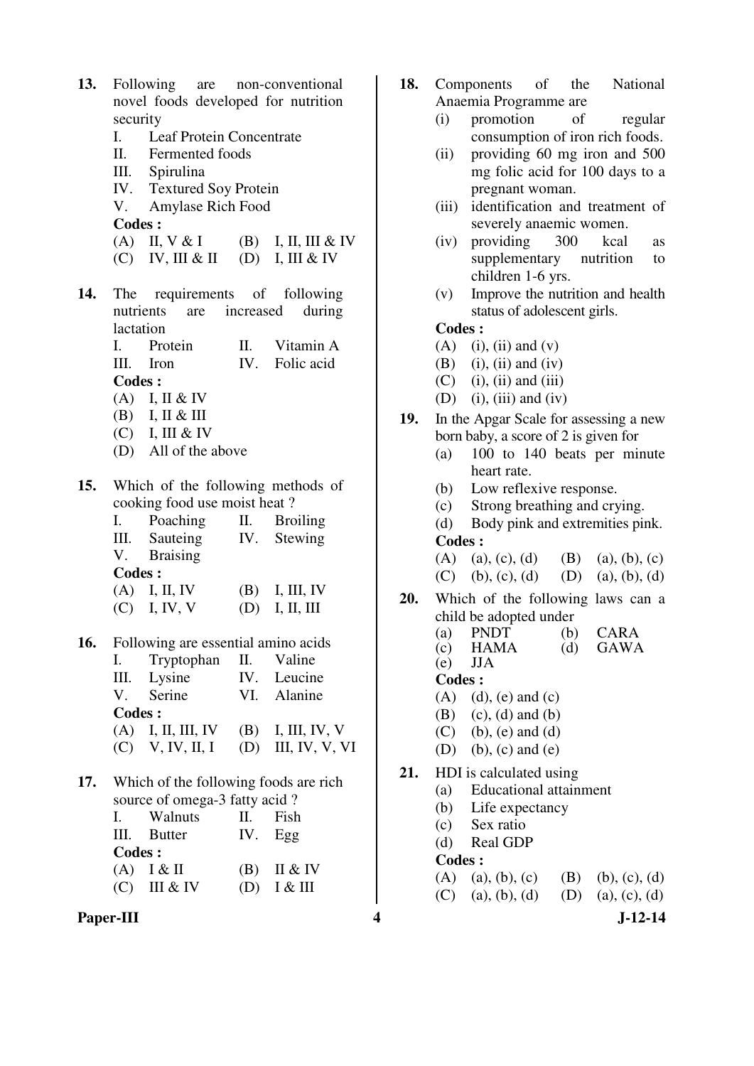13. Following are non-conventional novel foods developed for nutrition security
    I. Leaf Protein Concentrate
    II. Fermented foods
    III. Spirulina
    IV. Textured Soy Protein
    V. Amylase Rich Food

    **Codes :**
    (A) II, V & I (B) I, II, III & IV
    (C) IV, III & II (D) I, III & IV

14. The requirements of following nutrients are increased during lactation
    I. Protein II. Vitamin A
    III. Iron IV. Folic acid

    **Codes :**
    (A) I, II & IV
    (B) I, II & III
    (C) I, III & IV
    (D) All of the above

15. Which of the following methods of cooking food use moist heat ?
    I. Poaching II. Broiling
    III. Sauteing IV. Stewing
    V. Braising

    **Codes :**
    (A) I, II, IV (B) I, III, IV
    (C) I, IV, V (D) I, II, III

16. Following are essential amino acids
    I. Tryptophan II. Valine
    III. Lysine IV. Leucine
    V. Serine VI. Alanine

    **Codes :**
    (A) I, II, III, IV (B) I, III, IV, V
    (C) V, IV, II, I (D) III, IV, V, VI

17. Which of the following foods are rich source of omega-3 fatty acid ?
    I. Walnuts II. Fish
    III. Butter IV. Egg

    **Codes :**
    (A) I & II (B) II & IV
    (C) III & IV (D) I & III

18. Components of the National Anaemia Programme are
    (i) promotion of regular consumption of iron rich foods.
    (ii) providing 60 mg iron and 500 mg folic acid for 100 days to a pregnant woman.
    (iii) identification and treatment of severely anaemic women.
    (iv) providing 300 kcal as supplementary nutrition to children 1-6 yrs.
    (v) Improve the nutrition and health status of adolescent girls.

    **Codes :**
    (A) (i), (ii) and (v)
    (B) (i), (ii) and (iv)
    (C) (i), (ii) and (iii)
    (D) (i), (iii) and (iv)

19. In the Apgar Scale for assessing a new born baby, a score of 2 is given for
    (a) 100 to 140 beats per minute heart rate.
    (b) Low reflexive response.
    (c) Strong breathing and crying.
    (d) Body pink and extremities pink.

    **Codes :**
    (A) (a), (c), (d) (B) (a), (b), (c)
    (C) (b), (c), (d) (D) (a), (b), (d)

20. Which of the following laws can a child be adopted under
    (a) PNDT (b) CARA
    (c) HAMA (d) GAWA
    (e) JJA

    **Codes :**
    (A) (d), (e) and (c)
    (B) (c), (d) and (b)
    (C) (b), (e) and (d)
    (D) (b), (c) and (e)

21. HDI is calculated using
    (a) Educational attainment
    (b) Life expectancy
    (c) Sex ratio
    (d) Real GDP

    **Codes :**
    (A) (a), (b), (c) (B) (b), (c), (d)
    (C) (a), (b), (d) (D) (a), (c), (d)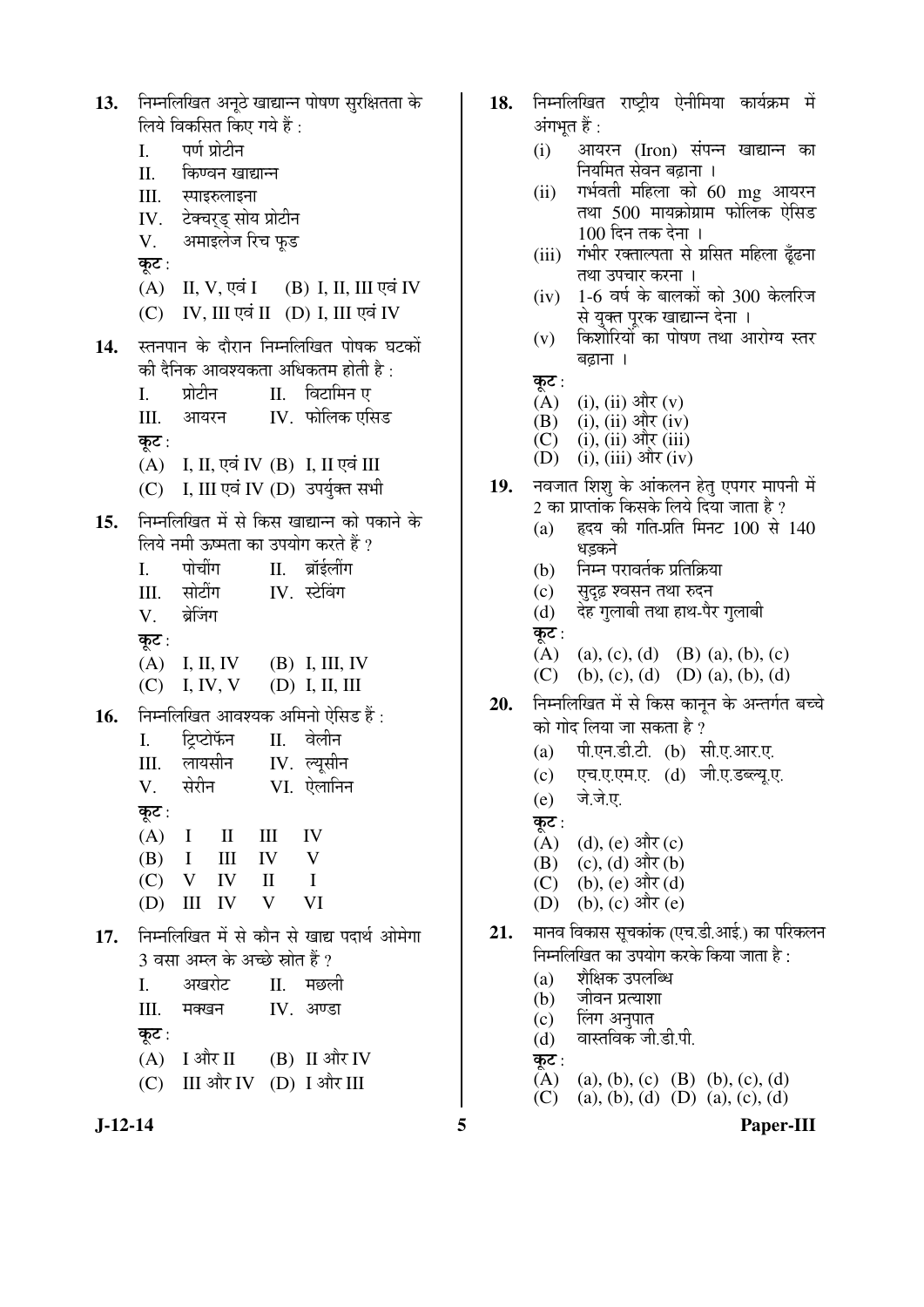**13.** निम्नलिखित अनूठे खाद्यान्न पोषण सुरक्षितता के लिये विकसित किए गये हैं :

I. पर्ण प्रोटीन
II. किण्वन खाद्यान्न
III. स्पाइरुलाइना
IV. टेक्चर्ड् सोय प्रोटीन
V. अमाइलेज रिच फूड

**कूट :**
(A) II, V, एवं I (B) I, II, III एवं IV
(C) IV, III एवं II (D) I, III एवं IV

**14.** स्तनपान के दौरान निम्नलिखित पोषक घटकों की दैनिक आवश्यकता अधिकतम होती है :

I. प्रोटीन II. विटामिन ए
III. आयरन IV. फोलिक एसिड

**कूट :**
(A) I, II, एवं IV (B) I, II एवं III
(C) I, III एवं IV (D) उपर्युक्त सभी

**15.** निम्नलिखित में से किस खाद्यान्न को पकाने के लिये नमी ऊष्मता का उपयोग करते हैं ?

I. पोचींग II. ब्रॉईलींग
III. सोटींग IV. स्टेविंग
V. ब्रेजिंग

**कूट :**
(A) I, II, IV (B) I, III, IV
(C) I, IV, V (D) I, II, III

**16.** निम्नलिखित आवश्यक अमिनो ऐसिड हैं :

I. ट्रिप्टोफॅन II. वेलीन
III. लायसीन IV. ल्यूसीन
V. सेरीन VI. ऐलानिन

**कूट :**
(A) I II III IV
(B) I III IV V
(C) V IV II I
(D) III IV V VI

**17.** निम्नलिखित में से कौन से खाद्य पदार्थ ओमेगा 3 वसा अम्ल के अच्छे स्रोत हैं ?

I. अखरोट II. मछली
III. मक्खन IV. अण्डा

**कूट :**
(A) I और II (B) II और IV
(C) III और IV (D) I और III

**18.** निम्नलिखित राष्ट्रीय ऐनीमिया कार्यक्रम में अंगभूत हैं :

(i) आयरन (Iron) संपन्न खाद्यान्न का नियमित सेवन बढ़ाना ।
(ii) गर्भवती महिला को 60 mg आयरन तथा 500 मायक्रोग्राम फोलिक ऐसिड 100 दिन तक देना ।
(iii) गंभीर रक्ताल्पता से ग्रसित महिला ढूँढना तथा उपचार करना ।
(iv) 1-6 वर्ष के बालकों को 300 केलरिज से युक्त पूरक खाद्यान्न देना ।
(v) किशोरियों का पोषण तथा आरोग्य स्तर बढ़ाना ।

**कूट :**
(A) (i), (ii) और (v)
(B) (i), (ii) और (iv)
(C) (i), (ii) और (iii)
(D) (i), (iii) और (iv)

**19.** नवजात शिशु के आंकलन हेतु एपगर मापनी में 2 का प्राप्तांक किसके लिये दिया जाता है ?

(a) हृदय की गति-प्रति मिनट 100 से 140 धड़कने
(b) निम्न परावर्तक प्रतिक्रिया
(c) सुदृढ़ श्वसन तथा रुदन
(d) देह गुलाबी तथा हाथ-पैर गुलाबी

**कूट :**
(A) (a), (c), (d) (B) (a), (b), (c)
(C) (b), (c), (d) (D) (a), (b), (d)

**20.** निम्नलिखित में से किस कानून के अन्तर्गत बच्चे को गोद लिया जा सकता है ?

(a) पी.एन.डी.टी. (b) सी.ए.आर.ए.
(c) एच.ए.एम.ए. (d) जी.ए.डब्ल्यू.ए.
(e) जे.जे.ए.

**कूट :**
(A) (d), (e) और (c)
(B) (c), (d) और (b)
(C) (b), (e) और (d)
(D) (b), (c) और (e)

**21.** मानव विकास सूचकांक (एच.डी.आई.) का परिकलन निम्नलिखित का उपयोग करके किया जाता है :

(a) शैक्षिक उपलब्धि
(b) जीवन प्रत्याशा
(c) लिंग अनुपात
(d) वास्तविक जी.डी.पी.

**कूट :**
(A) (a), (b), (c) (B) (b), (c), (d)
(C) (a), (b), (d) (D) (a), (c), (d)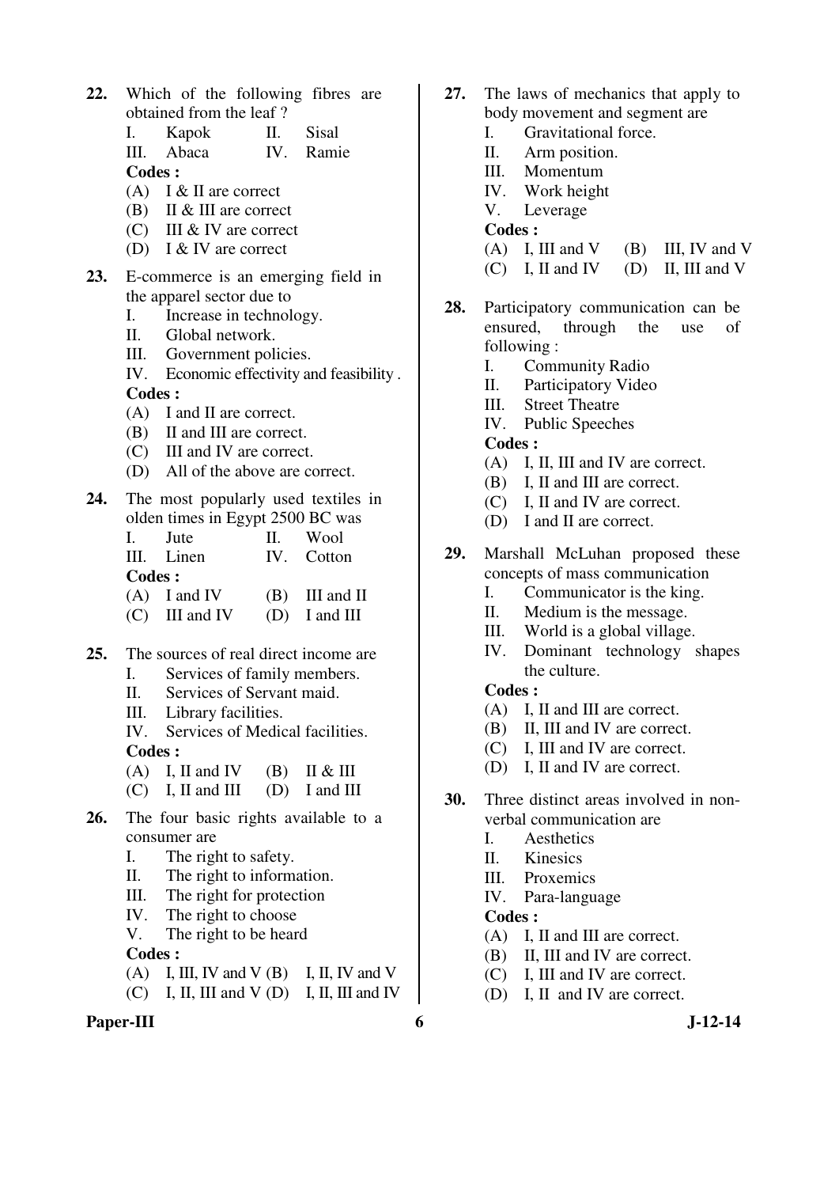22. Which of the following fibres are obtained from the leaf ?

    I. Kapok  II. Sisal

    III. Abaca  IV. Ramie

    **Codes :**

    (A) I & II are correct

    (B) II & III are correct

    (C) III & IV are correct

    (D) I & IV are correct

23. E-commerce is an emerging field in the apparel sector due to

    I. Increase in technology.

    II. Global network.

    III. Government policies.

    IV. Economic effectivity and feasibility .

    **Codes :**

    (A) I and II are correct.

    (B) II and III are correct.

    (C) III and IV are correct.

    (D) All of the above are correct.

24. The most popularly used textiles in olden times in Egypt 2500 BC was

    I. Jute  II. Wool

    III. Linen  IV. Cotton

    **Codes :**

    (A) I and IV  (B) III and II

    (C) III and IV  (D) I and III

25. The sources of real direct income are

    I. Services of family members.

    II. Services of Servant maid.

    III. Library facilities.

    IV. Services of Medical facilities.

    **Codes :**

    (A) I, II and IV  (B) II & III

    (C) I, II and III  (D) I and III

26. The four basic rights available to a consumer are

    I. The right to safety.

    II. The right to information.

    III. The right for protection

    IV. The right to choose

    V. The right to be heard

    **Codes :**

    (A) I, III, IV and V  (B) I, II, IV and V

    (C) I, II, III and V  (D) I, II, III and IV

27. The laws of mechanics that apply to body movement and segment are

    I. Gravitational force.

    II. Arm position.

    III. Momentum

    IV. Work height

    V. Leverage

    **Codes :**

    (A) I, III and V  (B) III, IV and V

    (C) I, II and IV  (D) II, III and V

28. Participatory communication can be ensured, through the use of following :

    I. Community Radio

    II. Participatory Video

    III. Street Theatre

    IV. Public Speeches

    **Codes :**

    (A) I, II, III and IV are correct.

    (B) I, II and III are correct.

    (C) I, II and IV are correct.

    (D) I and II are correct.

29. Marshall McLuhan proposed these concepts of mass communication

    I. Communicator is the king.

    II. Medium is the message.

    III. World is a global village.

    IV. Dominant technology shapes the culture.

    **Codes :**

    (A) I, II and III are correct.

    (B) II, III and IV are correct.

    (C) I, III and IV are correct.

    (D) I, II and IV are correct.

30. Three distinct areas involved in non-verbal communication are

    I. Aesthetics

    II. Kinesics

    III. Proxemics

    IV. Para-language

    **Codes :**

    (A) I, II and III are correct.

    (B) II, III and IV are correct.

    (C) I, III and IV are correct.

    (D) I, II and IV are correct.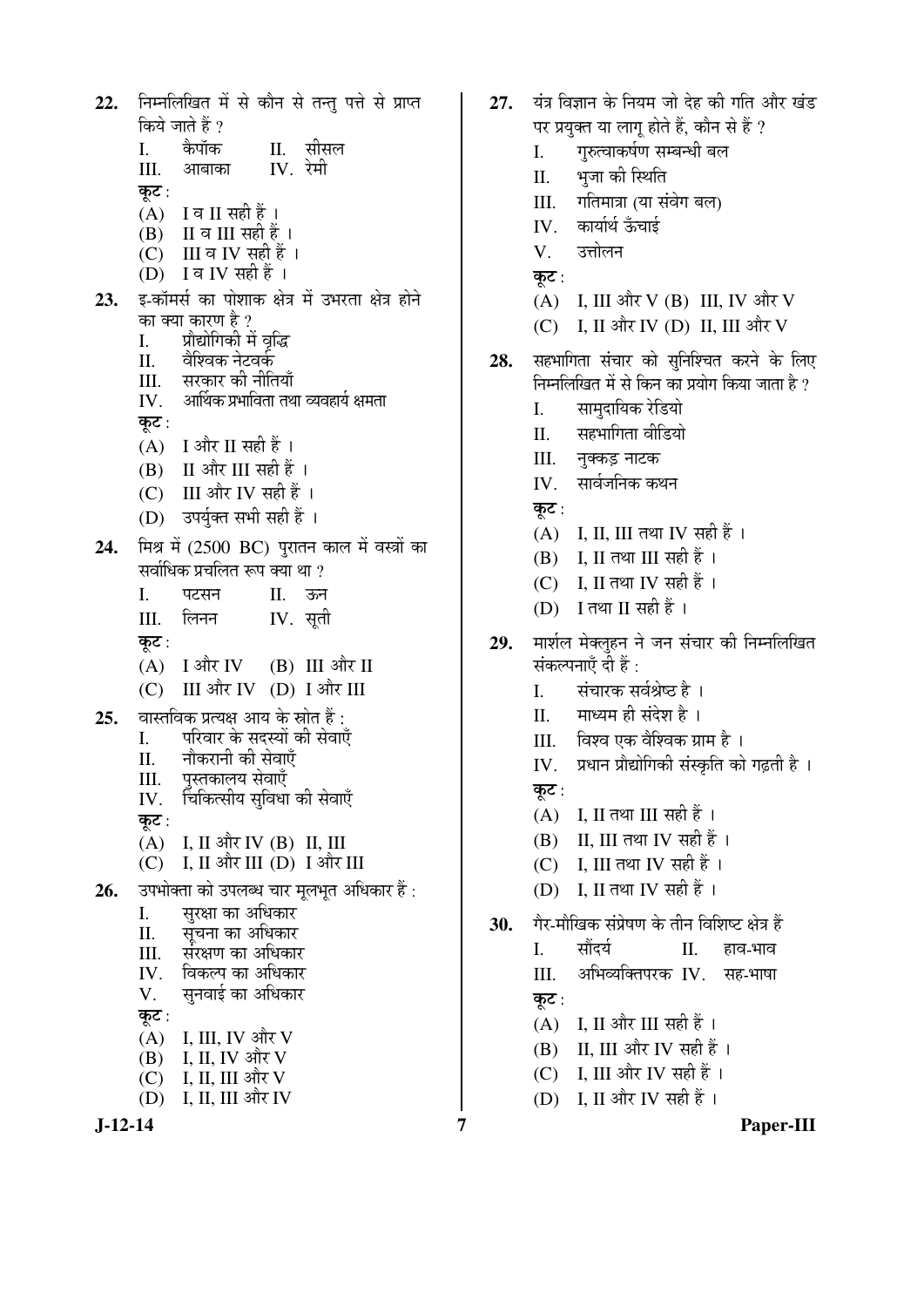22. निम्नलिखित में से कौन से तन्तु पत्ते से प्राप्त किये जाते हैं ?

I. कैपॉक II. सीसल
III. आबाका IV. रेमी

कूट :

(A) I व II सही हैं ।
(B) II व III सही हैं ।
(C) III व IV सही हैं ।
(D) I व IV सही हैं ।

23. इ-कॉमर्स का पोशाक क्षेत्र में उभरता क्षेत्र होने का क्या कारण है ?

I. प्रौद्योगिकी में वृद्धि
II. वैश्विक नेटवर्क
III. सरकार की नीतियाँ
IV. आर्थिक प्रभाविता तथा व्यवहार्य क्षमता

कूट :

(A) I और II सही हैं ।
(B) II और III सही हैं ।
(C) III और IV सही हैं ।
(D) उपर्युक्त सभी सही हैं ।

24. मिश्र में (2500 BC) पुरातन काल में वस्त्रों का सर्वाधिक प्रचलित रूप क्या था ?

I. पटसन II. ऊन
III. लिनन IV. सूती

कूट :

(A) I और IV (B) III और II
(C) III और IV (D) I और III

25. वास्तविक प्रत्यक्ष आय के स्रोत हैं :

I. परिवार के सदस्यों की सेवाएँ
II. नौकरानी की सेवाएँ
III. पुस्तकालय सेवाएँ
IV. चिकित्सीय सुविधा की सेवाएँ

कूट :

(A) I, II और IV (B) II, III
(C) I, II और III (D) I और III

26. उपभोक्ता को उपलब्ध चार मूलभूत अधिकार हैं :

I. सुरक्षा का अधिकार
II. सूचना का अधिकार
III. संरक्षण का अधिकार
IV. विकल्प का अधिकार
V. सुनवाई का अधिकार

कूट :

(A) I, III, IV और V
(B) I, II, IV और V
(C) I, II, III और V
(D) I, II, III और IV

27. यंत्र विज्ञान के नियम जो देह की गति और खंड पर प्रयुक्त या लागू होते हैं, कौन से हैं ?

I. गुरुत्वाकर्षण सम्बन्धी बल
II. भुजा की स्थिति
III. गतिमात्रा (या संवेग बल)
IV. कार्यार्थ ऊँचाई
V. उत्तोलन

कूट :

(A) I, III और V (B) III, IV और V
(C) I, II और IV (D) II, III और V

28. सहभागिता संचार को सुनिश्चित करने के लिए निम्नलिखित में से किन का प्रयोग किया जाता है ?

I. सामुदायिक रेडियो
II. सहभागिता वीडियो
III. नुक्कड़ नाटक
IV. सार्वजनिक कथन

कूट :

(A) I, II, III तथा IV सही हैं ।
(B) I, II तथा III सही हैं ।
(C) I, II तथा IV सही हैं ।
(D) I तथा II सही हैं ।

29. मार्शल मेक्लुहन ने जन संचार की निम्नलिखित संकल्पनाएँ दी हैं :

I. संचारक सर्वश्रेष्ठ है ।
II. माध्यम ही संदेश है ।
III. विश्व एक वैश्विक ग्राम है ।
IV. प्रधान प्रौद्योगिकी संस्कृति को गढ़ती है ।

कूट :

(A) I, II तथा III सही हैं ।
(B) II, III तथा IV सही हैं ।
(C) I, III तथा IV सही हैं ।
(D) I, II तथा IV सही हैं ।

30. गैर-मौखिक संप्रेषण के तीन विशिष्ट क्षेत्र हैं

I. सौंदर्य II. हाव-भाव
III. अभिव्यक्तिपरक IV. सह-भाषा

कूट :

(A) I, II और III सही हैं ।
(B) II, III और IV सही हैं ।
(C) I, III और IV सही हैं ।
(D) I, II और IV सही हैं ।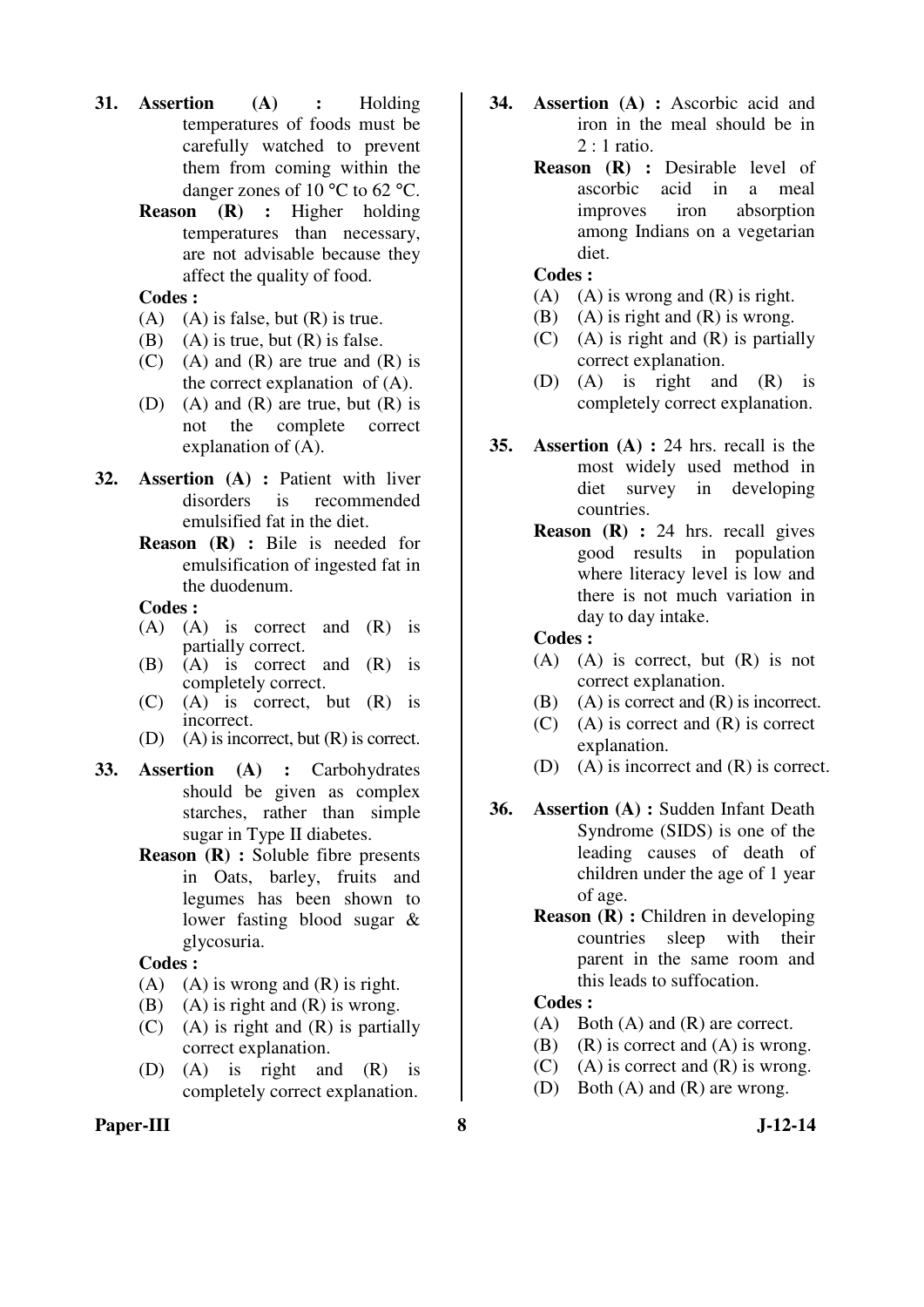**31.** **Assertion (A) :** Holding temperatures of foods must be carefully watched to prevent them from coming within the danger zones of 10 °C to 62 °C.

**Reason (R) :** Higher holding temperatures than necessary, are not advisable because they affect the quality of food.

**Codes :**

(A) (A) is false, but (R) is true.

(B) (A) is true, but (R) is false.

(C) (A) and (R) are true and (R) is the correct explanation of (A).

(D) (A) and (R) are true, but (R) is not the complete correct explanation of (A).

**32.** **Assertion (A) :** Patient with liver disorders is recommended emulsified fat in the diet.

**Reason (R) :** Bile is needed for emulsification of ingested fat in the duodenum.

**Codes :**

(A) (A) is correct and (R) is partially correct.

(B) (A) is correct and (R) is completely correct.

(C) (A) is correct, but (R) is incorrect.

(D) (A) is incorrect, but (R) is correct.

**33.** **Assertion (A) :** Carbohydrates should be given as complex starches, rather than simple sugar in Type II diabetes.

**Reason (R) :** Soluble fibre presents in Oats, barley, fruits and legumes has been shown to lower fasting blood sugar & glycosuria.

**Codes :**

(A) (A) is wrong and (R) is right.

(B) (A) is right and (R) is wrong.

(C) (A) is right and (R) is partially correct explanation.

(D) (A) is right and (R) is completely correct explanation.

**34.** **Assertion (A) :** Ascorbic acid and iron in the meal should be in 2 : 1 ratio.

**Reason (R) :** Desirable level of ascorbic acid in a meal improves iron absorption among Indians on a vegetarian diet.

**Codes :**

(A) (A) is wrong and (R) is right.

(B) (A) is right and (R) is wrong.

(C) (A) is right and (R) is partially correct explanation.

(D) (A) is right and (R) is completely correct explanation.

**35.** **Assertion (A) :** 24 hrs. recall is the most widely used method in diet survey in developing countries.

**Reason (R) :** 24 hrs. recall gives good results in population where literacy level is low and there is not much variation in day to day intake.

**Codes :**

(A) (A) is correct, but (R) is not correct explanation.

(B) (A) is correct and (R) is incorrect.

(C) (A) is correct and (R) is correct explanation.

(D) (A) is incorrect and (R) is correct.

**36.** **Assertion (A) :** Sudden Infant Death Syndrome (SIDS) is one of the leading causes of death of children under the age of 1 year of age.

**Reason (R) :** Children in developing countries sleep with their parent in the same room and this leads to suffocation.

**Codes :**

(A) Both (A) and (R) are correct.

(B) (R) is correct and (A) is wrong.

(C) (A) is correct and (R) is wrong.

(D) Both (A) and (R) are wrong.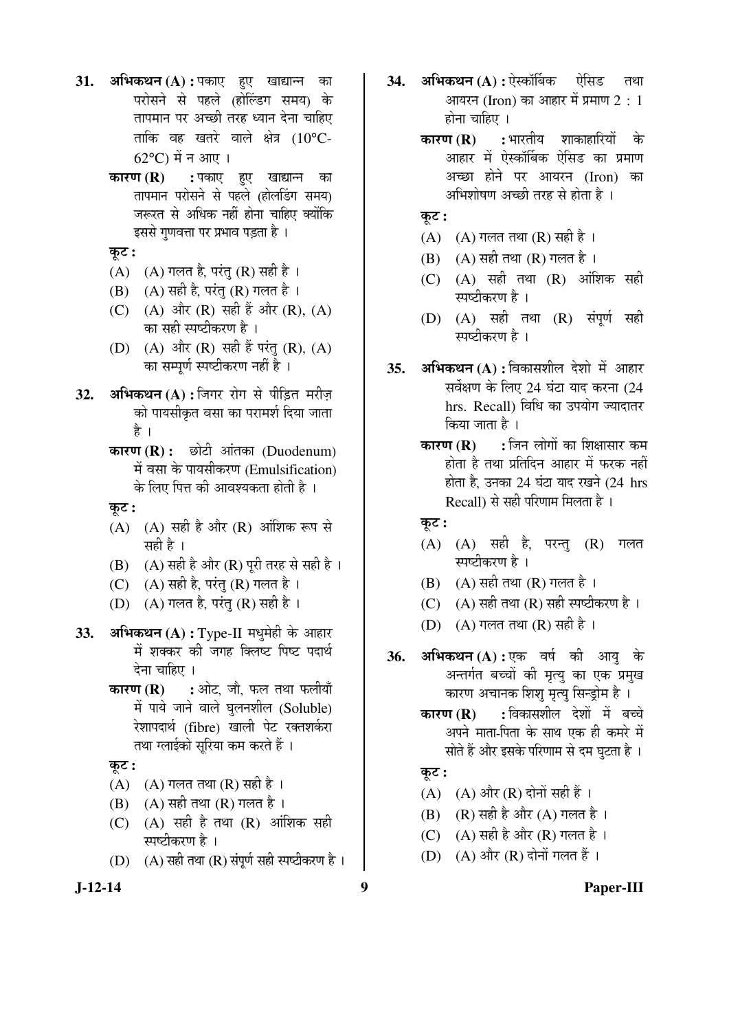31. **अभिकथन (A) :** पकाए हुए खाद्यान्न का परोसने से पहले (होल्डिंग समय) के तापमान पर अच्छी तरह ध्यान देना चाहिए ताकि वह खतरे वाले क्षेत्र (10°C-62°C) में न आए ।

    **कारण (R) :** पकाए हुए खाद्यान्न का तापमान परोसने से पहले (होलडिंग समय) जरूरत से अधिक नहीं होना चाहिए क्योंकि इससे गुणवत्ता पर प्रभाव पड़ता है ।

    **कूट :**
    (A) (A) गलत है, परंतु (R) सही है ।
    (B) (A) सही है, परंतु (R) गलत है ।
    (C) (A) और (R) सही हैं और (R), (A) का सही स्पष्टीकरण है ।
    (D) (A) और (R) सही हैं परंतु (R), (A) का सम्पूर्ण स्पष्टीकरण नहीं है ।

32. **अभिकथन (A) :** जिगर रोग से पीड़ित मरीज़ को पायसीकृत वसा का परामर्श दिया जाता है ।

    **कारण (R) :** छोटी आंतका (Duodenum) में वसा के पायसीकरण (Emulsification) के लिए पित्त की आवश्यकता होती है ।

    **कूट :**
    (A) (A) सही है और (R) आंशिक रूप से सही है ।
    (B) (A) सही है और (R) पूरी तरह से सही है ।
    (C) (A) सही है, परंतु (R) गलत है ।
    (D) (A) गलत है, परंतु (R) सही है ।

33. **अभिकथन (A) :** Type-II मधुमेही के आहार में शक्कर की जगह क्लिष्ट पिष्ट पदार्थ देना चाहिए ।

    **कारण (R) :** ओट, जौ, फल तथा फलीयाँ में पाये जाने वाले घुलनशील (Soluble) रेशापदार्थ (fibre) खाली पेट रक्तशर्करा तथा ग्लाईको सूरिया कम करते हैं ।

    **कूट :**
    (A) (A) गलत तथा (R) सही है ।
    (B) (A) सही तथा (R) गलत है ।
    (C) (A) सही है तथा (R) आंशिक सही स्पष्टीकरण है ।
    (D) (A) सही तथा (R) संपूर्ण सही स्पष्टीकरण है ।

34. **अभिकथन (A) :** ऐस्कॉर्बिक ऐसिड तथा आयरन (Iron) का आहार में प्रमाण 2 : 1 होना चाहिए ।

    **कारण (R) :** भारतीय शाकाहारियों के आहार में ऐस्कॉर्बिक ऐसिड का प्रमाण अच्छा होने पर आयरन (Iron) का अभिशोषण अच्छी तरह से होता है ।

    **कूट :**
    (A) (A) गलत तथा (R) सही है ।
    (B) (A) सही तथा (R) गलत है ।
    (C) (A) सही तथा (R) आंशिक सही स्पष्टीकरण है ।
    (D) (A) सही तथा (R) संपूर्ण सही स्पष्टीकरण है ।

35. **अभिकथन (A) :** विकासशील देशो में आहार सर्वेक्षण के लिए 24 घंटा याद करना (24 hrs. Recall) विधि का उपयोग ज्यादातर किया जाता है ।

    **कारण (R) :** जिन लोगों का शिक्षासार कम होता है तथा प्रतिदिन आहार में फरक नहीं होता है, उनका 24 घंटा याद रखने (24 hrs Recall) से सही परिणाम मिलता है ।

    **कूट :**
    (A) (A) सही है, परन्तु (R) गलत स्पष्टीकरण है ।
    (B) (A) सही तथा (R) गलत है ।
    (C) (A) सही तथा (R) सही स्पष्टीकरण है ।
    (D) (A) गलत तथा (R) सही है ।

36. **अभिकथन (A) :** एक वर्ष की आयु के अन्तर्गत बच्चों की मृत्यु का एक प्रमुख कारण अचानक शिशु मृत्यु सिन्ड्रोम है ।

    **कारण (R) :** विकासशील देशों में बच्चे अपने माता-पिता के साथ एक ही कमरे में सोते हैं और इसके परिणाम से दम घुटता है ।

    **कूट :**
    (A) (A) और (R) दोनों सही हैं ।
    (B) (R) सही है और (A) गलत है ।
    (C) (A) सही है और (R) गलत है ।
    (D) (A) और (R) दोनों गलत हैं ।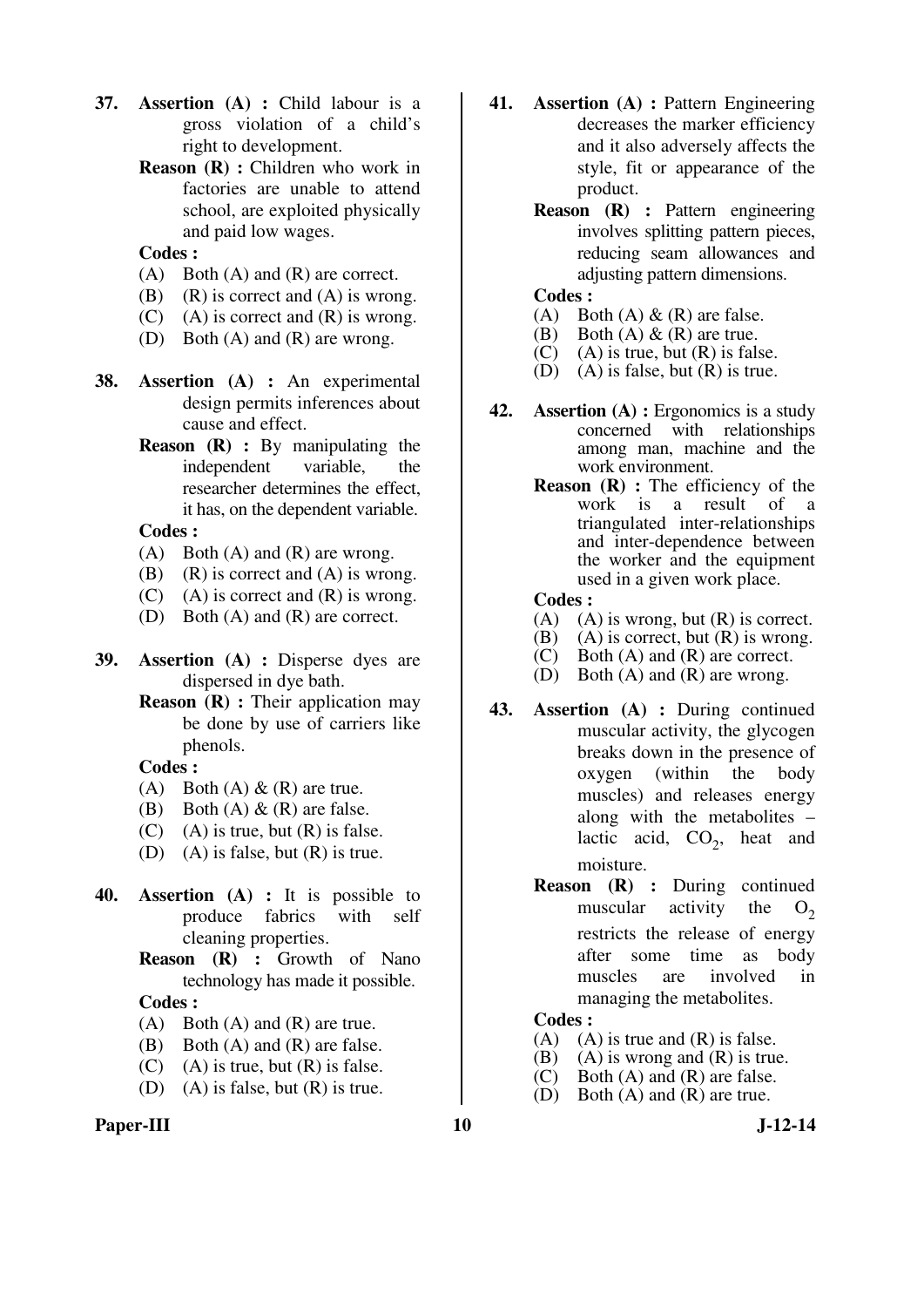37. **Assertion (A) :** Child labour is a gross violation of a child's right to development.

    **Reason (R) :** Children who work in factories are unable to attend school, are exploited physically and paid low wages.

    **Codes :**
    (A) Both (A) and (R) are correct.
    (B) (R) is correct and (A) is wrong.
    (C) (A) is correct and (R) is wrong.
    (D) Both (A) and (R) are wrong.

38. **Assertion (A) :** An experimental design permits inferences about cause and effect.

    **Reason (R) :** By manipulating the independent variable, the researcher determines the effect, it has, on the dependent variable.

    **Codes :**
    (A) Both (A) and (R) are wrong.
    (B) (R) is correct and (A) is wrong.
    (C) (A) is correct and (R) is wrong.
    (D) Both (A) and (R) are correct.

39. **Assertion (A) :** Disperse dyes are dispersed in dye bath.

    **Reason (R) :** Their application may be done by use of carriers like phenols.

    **Codes :**
    (A) Both (A) & (R) are true.
    (B) Both (A) & (R) are false.
    (C) (A) is true, but (R) is false.
    (D) (A) is false, but (R) is true.

40. **Assertion (A) :** It is possible to produce fabrics with self cleaning properties.

    **Reason (R) :** Growth of Nano technology has made it possible.

    **Codes :**
    (A) Both (A) and (R) are true.
    (B) Both (A) and (R) are false.
    (C) (A) is true, but (R) is false.
    (D) (A) is false, but (R) is true.

41. **Assertion (A) :** Pattern Engineering decreases the marker efficiency and it also adversely affects the style, fit or appearance of the product.

    **Reason (R) :** Pattern engineering involves splitting pattern pieces, reducing seam allowances and adjusting pattern dimensions.

    **Codes :**
    (A) Both (A) & (R) are false.
    (B) Both (A) & (R) are true.
    (C) (A) is true, but (R) is false.
    (D) (A) is false, but (R) is true.

42. **Assertion (A) :** Ergonomics is a study concerned with relationships among man, machine and the work environment.

    **Reason (R) :** The efficiency of the work is a result of a triangulated inter-relationships and inter-dependence between the worker and the equipment used in a given work place.

    **Codes :**
    (A) (A) is wrong, but (R) is correct.
    (B) (A) is correct, but (R) is wrong.
    (C) Both (A) and (R) are correct.
    (D) Both (A) and (R) are wrong.

43. **Assertion (A) :** During continued muscular activity, the glycogen breaks down in the presence of oxygen (within the body muscles) and releases energy along with the metabolites – lactic acid, $CO_2$, heat and moisture.

    **Reason (R) :** During continued muscular activity the $O_2$ restricts the release of energy after some time as body muscles are involved in managing the metabolites.

    **Codes :**
    (A) (A) is true and (R) is false.
    (B) (A) is wrong and (R) is true.
    (C) Both (A) and (R) are false.
    (D) Both (A) and (R) are true.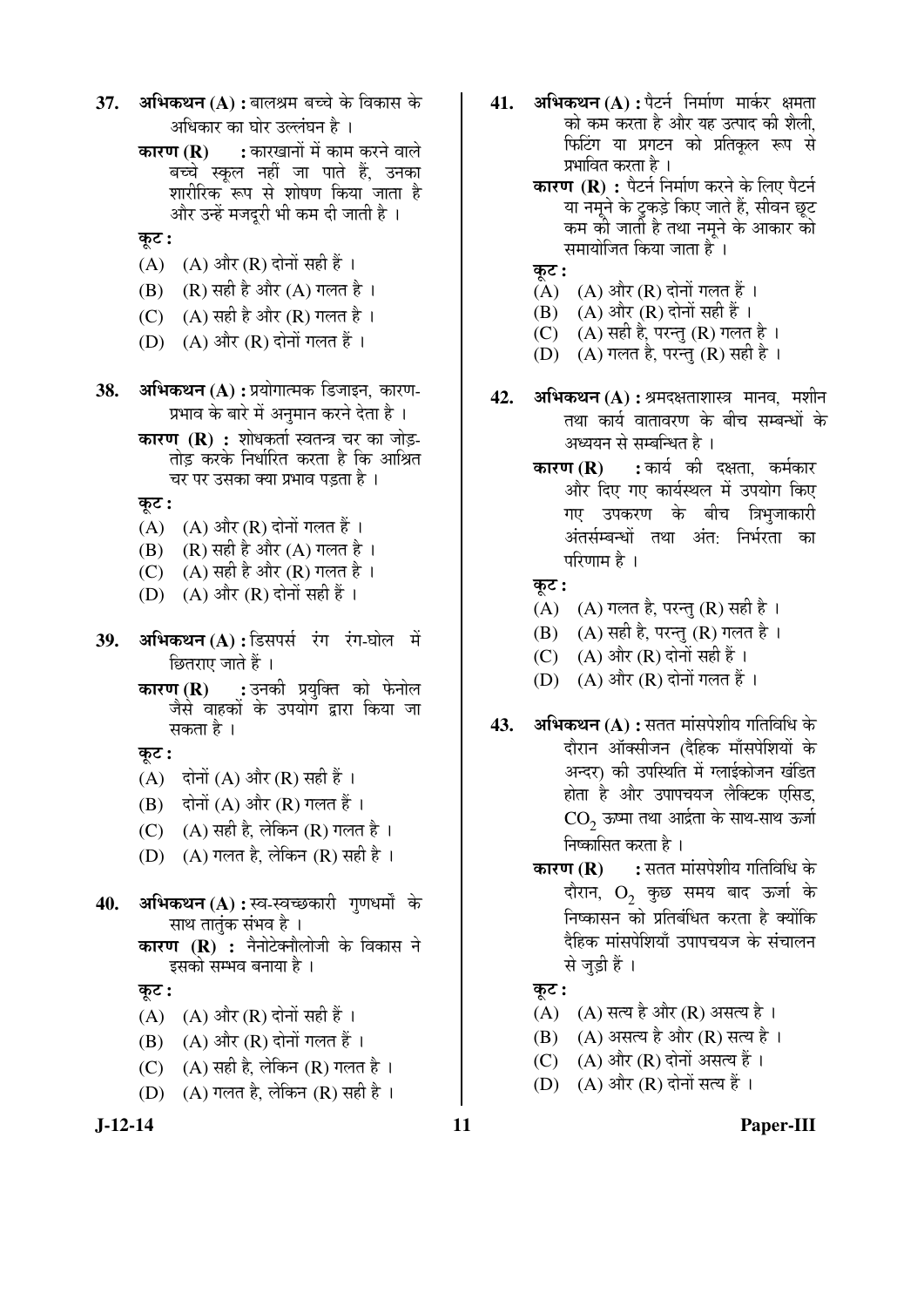**37.** **अभिकथन (A) :** बालश्रम बच्चे के विकास के अधिकार का घोर उल्लंघन है ।

**कारण (R)** : कारखानों में काम करने वाले बच्चे स्कूल नहीं जा पाते हैं, उनका शारीरिक रूप से शोषण किया जाता है और उन्हें मजदूरी भी कम दी जाती है ।

**कूट :**

(A) (A) और (R) दोनों सही हैं ।

(B) (R) सही है और (A) गलत है ।

(C) (A) सही है और (R) गलत है ।

(D) (A) और (R) दोनों गलत हैं ।

**38.** **अभिकथन (A) :** प्रयोगात्मक डिजाइन, कारण-प्रभाव के बारे में अनुमान करने देता है ।

**कारण (R) :** शोधकर्ता स्वतन्त्र चर का जोड़-तोड़ करके निर्धारित करता है कि आश्रित चर पर उसका क्या प्रभाव पड़ता है ।

**कूट :**

(A) (A) और (R) दोनों गलत हैं ।

(B) (R) सही है और (A) गलत है ।

(C) (A) सही है और (R) गलत है ।

(D) (A) और (R) दोनों सही हैं ।

**39.** **अभिकथन (A) :** डिसपर्स रंग रंग-घोल में छितराए जाते हैं ।

**कारण (R)** : उनकी प्रयुक्ति को फेनोल जैसे वाहकों के उपयोग द्वारा किया जा सकता है ।

**कूट :**

(A) दोनों (A) और (R) सही हैं ।

(B) दोनों (A) और (R) गलत हैं ।

(C) (A) सही है, लेकिन (R) गलत है ।

(D) (A) गलत है, लेकिन (R) सही है ।

**40.** **अभिकथन (A) :** स्व-स्वच्छकारी गुणधर्मों के साथ तातुंक संभव है ।

**कारण (R) :** नैनोटेक्नौलोजी के विकास ने इसको सम्भव बनाया है ।

**कूट :**

(A) (A) और (R) दोनों सही हैं ।

(B) (A) और (R) दोनों गलत हैं ।

(C) (A) सही है, लेकिन (R) गलत है ।

(D) (A) गलत है, लेकिन (R) सही है ।

**41.** **अभिकथन (A) :** पैटर्न निर्माण मार्कर क्षमता को कम करता है और यह उत्पाद की शैली, फिटिंग या प्रगटन को प्रतिकूल रूप से प्रभावित करता है ।

**कारण (R) :** पैटर्न निर्माण करने के लिए पैटर्न या नमूने के टुकड़े किए जाते हैं, सीवन छूट कम की जाती है तथा नमूने के आकार को समायोजित किया जाता है ।

**कूट :**

(A) (A) और (R) दोनों गलत हैं ।

(B) (A) और (R) दोनों सही हैं ।

(C) (A) सही है, परन्तु (R) गलत है ।

(D) (A) गलत है, परन्तु (R) सही है ।

**42.** **अभिकथन (A) :** श्रमदक्षताशास्त्र मानव, मशीन तथा कार्य वातावरण के बीच सम्बन्धों के अध्ययन से सम्बन्धित है ।

**कारण (R)** : कार्य की दक्षता, कर्मकार और दिए गए कार्यस्थल में उपयोग किए गए उपकरण के बीच त्रिभुजाकारी अंतर्सम्बन्धों तथा अंत: निर्भरता का परिणाम है ।

**कूट :**

(A) (A) गलत है, परन्तु (R) सही है ।

(B) (A) सही है, परन्तु (R) गलत है ।

(C) (A) और (R) दोनों सही हैं ।

(D) (A) और (R) दोनों गलत हैं ।

**43.** **अभिकथन (A) :** सतत मांसपेशीय गतिविधि के दौरान ऑक्सीजन (दैहिक माँसपेशियों के अन्दर) की उपस्थिति में ग्लाईकोजन खंडित होता है और उपापचयज लैक्टिक एसिड, $CO_2$ ऊष्मा तथा आर्द्रता के साथ-साथ ऊर्जा निष्कासित करता है ।

**कारण (R)** : सतत मांसपेशीय गतिविधि के दौरान, $O_2$ कुछ समय बाद ऊर्जा के निष्कासन को प्रतिबंधित करता है क्योंकि दैहिक मांसपेशियाँ उपापचयज के संचालन से जुड़ी हैं ।

**कूट :**

(A) (A) सत्य है और (R) असत्य है ।

(B) (A) असत्य है और (R) सत्य है ।

(C) (A) और (R) दोनों असत्य हैं ।

(D) (A) और (R) दोनों सत्य हैं ।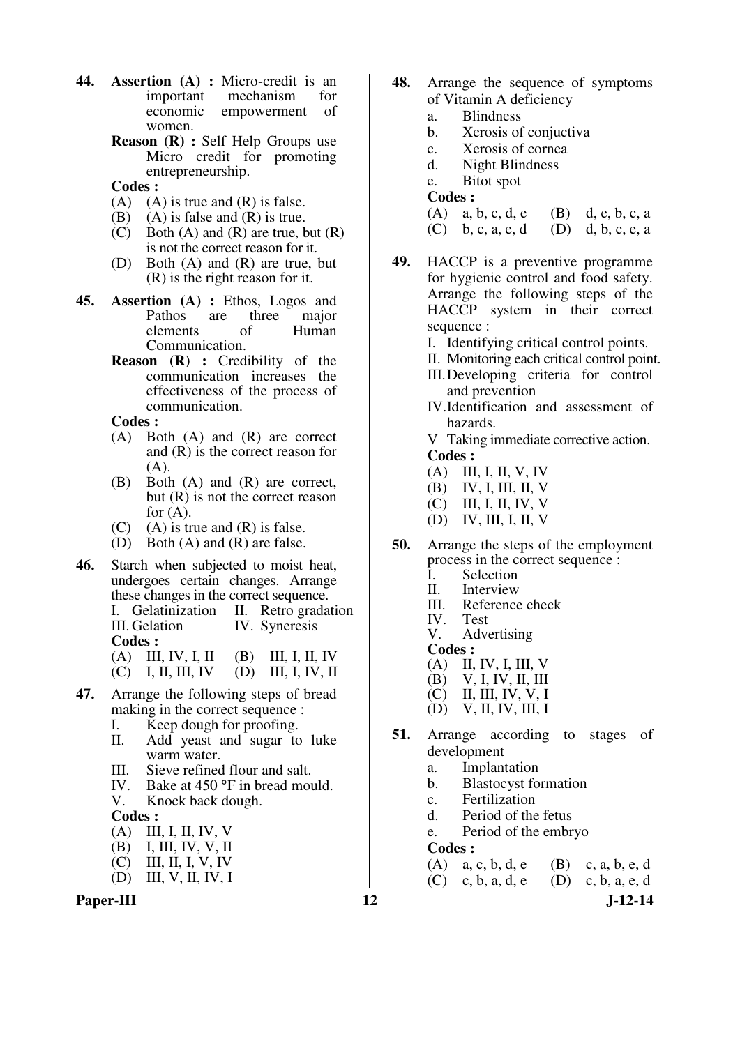**44.** **Assertion (A) :** Micro-credit is an important mechanism for economic empowerment of women.

**Reason (R) :** Self Help Groups use Micro credit for promoting entrepreneurship.

**Codes :**

(A) (A) is true and (R) is false.
(B) (A) is false and (R) is true.
(C) Both (A) and (R) are true, but (R) is not the correct reason for it.
(D) Both (A) and (R) are true, but (R) is the right reason for it.

**45.** **Assertion (A) :** Ethos, Logos and Pathos are three major elements of Human Communication.

**Reason (R) :** Credibility of the communication increases the effectiveness of the process of communication.

**Codes :**

(A) Both (A) and (R) are correct and (R) is the correct reason for (A).
(B) Both (A) and (R) are correct, but (R) is not the correct reason for (A).
(C) (A) is true and (R) is false.
(D) Both (A) and (R) are false.

**46.** Starch when subjected to moist heat, undergoes certain changes. Arrange these changes in the correct sequence.

I. Gelatinization  II. Retro gradation
III. Gelation  IV. Syneresis

**Codes :**

(A) III, IV, I, II  (B) III, I, II, IV
(C) I, II, III, IV  (D) III, I, IV, II

**47.** Arrange the following steps of bread making in the correct sequence :

I. Keep dough for proofing.
II. Add yeast and sugar to luke warm water.
III. Sieve refined flour and salt.
IV. Bake at 450 °F in bread mould.
V. Knock back dough.

**Codes :**

(A) III, I, II, IV, V
(B) I, III, IV, V, II
(C) III, II, I, V, IV
(D) III, V, II, IV, I

**48.** Arrange the sequence of symptoms of Vitamin A deficiency

a. Blindness
b. Xerosis of conjuctiva
c. Xerosis of cornea
d. Night Blindness
e. Bitot spot

**Codes :**

(A) a, b, c, d, e  (B) d, e, b, c, a
(C) b, c, a, e, d  (D) d, b, c, e, a

**49.** HACCP is a preventive programme for hygienic control and food safety. Arrange the following steps of the HACCP system in their correct sequence :

I. Identifying critical control points.
II. Monitoring each critical control point.
III. Developing criteria for control and prevention
IV. Identification and assessment of hazards.
V Taking immediate corrective action.

**Codes :**

(A) III, I, II, V, IV
(B) IV, I, III, II, V
(C) III, I, II, IV, V
(D) IV, III, I, II, V

**50.** Arrange the steps of the employment process in the correct sequence :

I. Selection
II. Interview
III. Reference check
IV. Test
V. Advertising

**Codes :**

(A) II, IV, I, III, V
(B) V, I, IV, II, III
(C) II, III, IV, V, I
(D) V, II, IV, III, I

**51.** Arrange according to stages of development

a. Implantation
b. Blastocyst formation
c. Fertilization
d. Period of the fetus
e. Period of the embryo

**Codes :**

(A) a, c, b, d, e  (B) c, a, b, e, d
(C) c, b, a, d, e  (D) c, b, a, e, d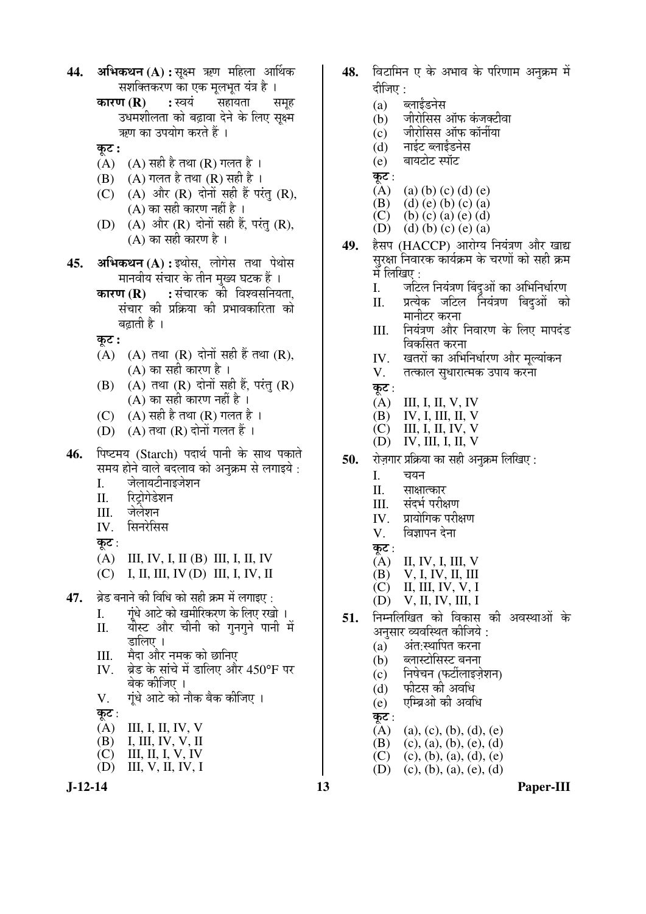**44.** **अभिकथन (A) :** सूक्ष्म ऋण महिला आर्थिक सशक्तिकरण का एक मूलभूत यंत्र है ।

**कारण (R) :** स्वयं सहायता समूह उधमशीलता को बढ़ावा देने के लिए सूक्ष्म ऋण का उपयोग करते हैं ।

**कूट :**

(A) (A) सही है तथा (R) गलत है ।
(B) (A) गलत है तथा (R) सही है ।
(C) (A) और (R) दोनों सही हैं परंतु (R), (A) का सही कारण नहीं है ।
(D) (A) और (R) दोनों सही हैं, परंतु (R), (A) का सही कारण है ।

**45.** **अभिकथन (A) :** इथोस, लोगेस तथा पेथोस मानवीय संचार के तीन मुख्य घटक हैं ।

**कारण (R) :** संचारक की विश्वसनियता, संचार की प्रक्रिया की प्रभावकारिता को बढ़ाती है ।

**कूट :**

(A) (A) तथा (R) दोनों सही हैं तथा (R), (A) का सही कारण है ।
(B) (A) तथा (R) दोनों सही हैं, परंतु (R) (A) का सही कारण नहीं है ।
(C) (A) सही है तथा (R) गलत है ।
(D) (A) तथा (R) दोनों गलत हैं ।

**46.** पिष्टमय (Starch) पदार्थ पानी के साथ पकाते समय होने वाले बदलाव को अनुक्रम से लगाइये :

I. जेलायटीनाइजेशन
II. रिट्रोगेडेशन
III. जेलेशन
IV. सिनरेसिस

**कूट** :

(A) III, IV, I, II
(B) III, I, II, IV
(C) I, II, III, IV
(D) III, I, IV, II

**47.** ब्रेड बनाने की विधि को सही क्रम में लगाइए :

I. गूंधे आटे को खमीरिकरण के लिए रखो ।
II. यीस्ट और चीनी को गुनगुने पानी में डालिए ।
III. मैदा और नमक को छानिए
IV. ब्रेड के सांचे में डालिए और 450°F पर बेक कीजिए ।
V. गूंधे आटे को नौक बैक कीजिए ।

**कूट** :

(A) III, I, II, IV, V
(B) I, III, IV, V, II
(C) III, II, I, V, IV
(D) III, V, II, IV, I

**48.** विटामिन ए के अभाव के परिणाम अनुक्रम में दीजिए :

(a) ब्लाईंडनेस
(b) जीरोसिस ऑफ कंजक्टीवा
(c) जीरोसिस ऑफ कॉर्नीया
(d) नाईट ब्लाईंडनेस
(e) बायटोट स्पॉट

**कूट** :

(A) (a) (b) (c) (d) (e)
(B) (d) (e) (b) (c) (a)
(C) (b) (c) (a) (e) (d)
(D) (d) (b) (c) (e) (a)

**49.** हैसप (HACCP) आरोग्य नियंत्रण और खाद्य सुरक्षा निवारक कार्यक्रम के चरणों को सही क्रम में लिखिए :

I. जटिल नियंत्रण बिंदुओं का अभिनिर्धारण
II. प्रत्येक जटिल नियंत्रण बिदुओं को मानीटर करना
III. नियंत्रण और निवारण के लिए मापदंड विकसित करना
IV. खतरों का अभिनिर्धारण और मूल्यांकन
V. तत्काल सुधारात्मक उपाय करना

**कूट** :

(A) III, I, II, V, IV
(B) IV, I, III, II, V
(C) III, I, II, IV, V
(D) IV, III, I, II, V

**50.** रोज़गार प्रक्रिया का सही अनुक्रम लिखिए :

I. चयन
II. साक्षात्कार
III. संदर्भ परीक्षण
IV. प्रायोगिक परीक्षण
V. विज्ञापन देना

**कूट** :

(A) II, IV, I, III, V
(B) V, I, IV, II, III
(C) II, III, IV, V, I
(D) V, II, IV, III, I

**51.** निम्नलिखित को विकास की अवस्थाओं के अनुसार व्यवस्थित कीजिये :

(a) अंत:स्थापित करना
(b) ब्लास्टोसिस्ट बनना
(c) निषेचन (फर्टीलाइज़ेशन)
(d) फीटस की अवधि
(e) एम्ब्रिओ की अवधि

**कूट** :

(A) (a), (c), (b), (d), (e)
(B) (c), (a), (b), (e), (d)
(C) (c), (b), (a), (d), (e)
(D) (c), (b), (a), (e), (d)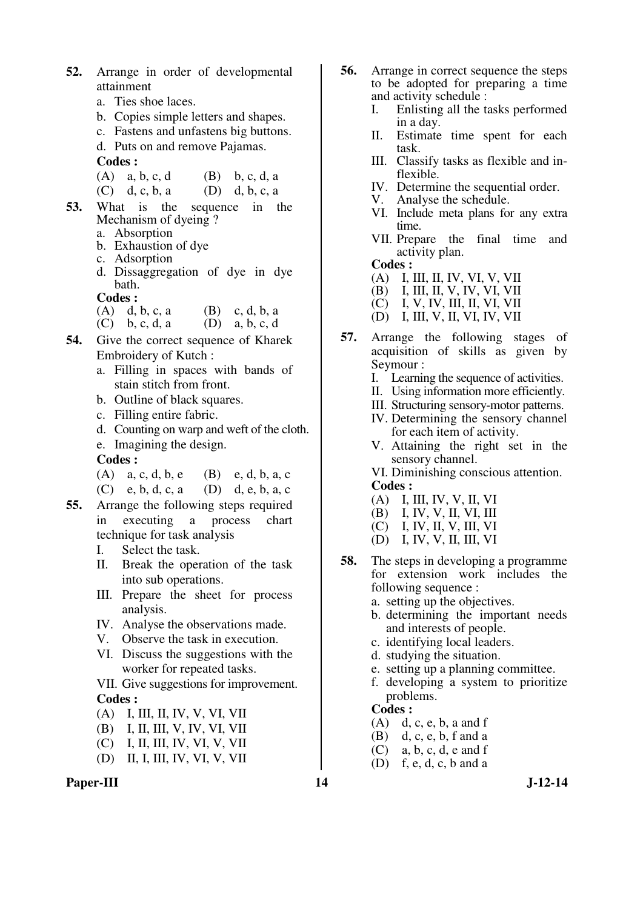52. Arrange in order of developmental attainment

   a. Ties shoe laces.
   b. Copies simple letters and shapes.
   c. Fastens and unfastens big buttons.
   d. Puts on and remove Pajamas.

   **Codes :**

   (A) a, b, c, d (B) b, c, d, a
   (C) d, c, b, a (D) d, b, c, a

53. What is the sequence in the Mechanism of dyeing ?

   a. Absorption
   b. Exhaustion of dye
   c. Adsorption
   d. Dissaggregation of dye in dye bath.

   **Codes :**

   (A) d, b, c, a (B) c, d, b, a
   (C) b, c, d, a (D) a, b, c, d

54. Give the correct sequence of Kharek Embroidery of Kutch :

   a. Filling in spaces with bands of stain stitch from front.
   b. Outline of black squares.
   c. Filling entire fabric.
   d. Counting on warp and weft of the cloth.
   e. Imagining the design.

   **Codes :**

   (A) a, c, d, b, e (B) e, d, b, a, c
   (C) e, b, d, c, a (D) d, e, b, a, c

55. Arrange the following steps required in executing a process chart technique for task analysis

   I. Select the task.
   II. Break the operation of the task into sub operations.
   III. Prepare the sheet for process analysis.
   IV. Analyse the observations made.
   V. Observe the task in execution.
   VI. Discuss the suggestions with the worker for repeated tasks.
   VII. Give suggestions for improvement.

   **Codes :**

   (A) I, III, II, IV, V, VI, VII
   (B) I, II, III, V, IV, VI, VII
   (C) I, II, III, IV, VI, V, VII
   (D) II, I, III, IV, VI, V, VII

56. Arrange in correct sequence the steps to be adopted for preparing a time and activity schedule :

   I. Enlisting all the tasks performed in a day.
   II. Estimate time spent for each task.
   III. Classify tasks as flexible and in-flexible.
   IV. Determine the sequential order.
   V. Analyse the schedule.
   VI. Include meta plans for any extra time.
   VII. Prepare the final time and activity plan.

   **Codes :**

   (A) I, III, II, IV, VI, V, VII
   (B) I, III, II, V, IV, VI, VII
   (C) I, V, IV, III, II, VI, VII
   (D) I, III, V, II, VI, IV, VII

57. Arrange the following stages of acquisition of skills as given by Seymour :

   I. Learning the sequence of activities.
   II. Using information more efficiently.
   III. Structuring sensory-motor patterns.
   IV. Determining the sensory channel for each item of activity.
   V. Attaining the right set in the sensory channel.
   VI. Diminishing conscious attention.

   **Codes :**

   (A) I, III, IV, V, II, VI
   (B) I, IV, V, II, VI, III
   (C) I, IV, II, V, III, VI
   (D) I, IV, V, II, III, VI

58. The steps in developing a programme for extension work includes the following sequence :

   a. setting up the objectives.
   b. determining the important needs and interests of people.
   c. identifying local leaders.
   d. studying the situation.
   e. setting up a planning committee.
   f. developing a system to prioritize problems.

   **Codes :**

   (A) d, c, e, b, a and f
   (B) d, c, e, b, f and a
   (C) a, b, c, d, e and f
   (D) f, e, d, c, b and a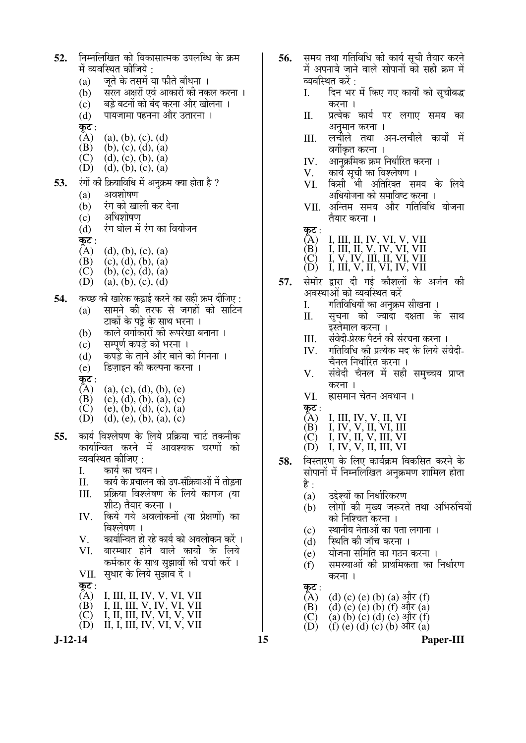**52.** निम्नलिखित को विकासात्मक उपलब्धि के क्रम में व्यवस्थित कीजिये :

(a) जूते के तसमें या फीते बाँधना ।

(b) सरल अक्षरों एवं आकारों की नकल करना ।

(c) बड़े बटनों को बंद करना और खोलना ।

(d) पायजामा पहनना और उतारना ।

**कूट :**

(A) (a), (b), (c), (d)

(B) (b), (c), (d), (a)

(C) (d), (c), (b), (a)

(D) (d), (b), (c), (a)

**53.** रंगों की क्रियाविधि में अनुक्रम क्या होता है ?

(a) अवशोषण

(b) रंग को खाली कर देना

(c) अधिशोषण

(d) रंग घोल में रंग का वियोजन

**कूट :**

(A) (d), (b), (c), (a)

(B) (c), (d), (b), (a)

(C) (b), (c), (d), (a)

(D) (a), (b), (c), (d)

**54.** कच्छ की खारेक कढ़ाई करने का सही क्रम दीजिए :

(a) सामने की तरफ से जगहों को साटिन टाकों के पट्टे के साथ भरना ।

(b) काले वर्गाकारों की रूपरेखा बनाना ।

(c) सम्पूर्ण कपड़े को भरना ।

(d) कपड़े के ताने और बाने को गिनना ।

(e) डिज़ाइन की कल्पना करना ।

**कूट :**

(A) (a), (c), (d), (b), (e)

(B) (e), (d), (b), (a), (c)

(C) (e), (b), (d), (c), (a)

(D) (d), (e), (b), (a), (c)

**55.** कार्य विश्लेषण के लिये प्रक्रिया चार्ट तकनीक कार्यान्वित करने में आवश्यक चरणों को व्यवस्थित कीजिए :

I. कार्य का चयन ।

II. कार्य के प्रचालन को उप-संक्रियाओं में तोड़ना

III. प्रक्रिया विश्लेषण के लिये कागज (या शीट) तैयार करना ।

IV. किये गये अवलोकनों (या प्रेक्षणों) का विश्लेषण ।

V. कार्यान्वित हो रहे कार्य को अवलोकन करें ।

VI. बारम्बार होने वाले कार्यों के लिये कर्मकार के साथ सुझावों की चर्चा करें ।

VII. सुधार के लिये सुझाव दें ।

**कूट :**

(A) I, III, II, IV, V, VI, VII

(B) I, II, III, V, IV, VI, VII

(C) I, II, III, IV, VI, V, VII

(D) II, I, III, IV, VI, V, VII

**56.** समय तथा गतिविधि की कार्य सूची तैयार करने में अपनाये जाने वाले सोपानों को सही क्रम में व्यवस्थित करें :

I. दिन भर में किए गए कार्यों को सूचीबद्ध करना ।

II. प्रत्येक कार्य पर लगाए समय का अनुमान करना ।

III. लचीले तथा अन-लचीले कार्यों में वर्गीकृत करना ।

IV. आनुक्रमिक क्रम निर्धारित करना ।

V. कार्य सूची का विश्लेषण ।

VI. किसी भी अतिरिक्त समय के लिये अधियोजना को समाविष्ट करना ।

VII. अन्तिम समय और गतिविधि योजना तैयार करना ।

**कूट :**

(A) I, III, II, IV, VI, V, VII

(B) I, III, II, V, IV, VI, VII

(C) I, V, IV, III, II, VI, VII

(D) I, III, V, II, VI, IV, VII

**57.** सेमॉर द्वारा दी गई कौशलों के अर्जन की अवस्थाओं को व्यवस्थित करें

I. गतिविधियों का अनुक्रम सीखना ।

II. सूचना को ज्यादा दक्षता के साथ इस्तेमाल करना ।

III. संवेदी-प्रेरक पैटर्न की संरचना करना ।

IV. गतिविधि की प्रत्येक मद के लिये संवेदी-चैनल निर्धारित करना ।

V. संवेदी चैनल में सही समुच्चय प्राप्त करना ।

VI. ह्रासमान चेतन अवधान ।

**कूट :**

(A) I, III, IV, V, II, VI

(B) I, IV, V, II, VI, III

(C) I, IV, II, V, III, VI

(D) I, IV, V, II, III, VI

**58.** विस्तारण के लिए कार्यक्रम विकसित करने के सोपानों में निम्नलिखित अनुक्रमण शामिल होता है :

(a) उद्देश्यों का निर्धारिकरण

(b) लोगों की मुख्य जरूरते तथा अभिरुचियों को निश्चित करना ।

(c) स्थानीय नेताओं का पता लगाना ।

(d) स्थिति की जाँच करना ।

(e) योजना समिति का गठन करना ।

(f) समस्याओं की प्राथमिकता का निर्धारण करना ।

**कूट :**

(A) (d) (c) (e) (b) (a) और (f)

(B) (d) (c) (e) (b) (f) और (a)

(C) (a) (b) (c) (d) (e) और (f)

(D) (f) (e) (d) (c) (b) और (a)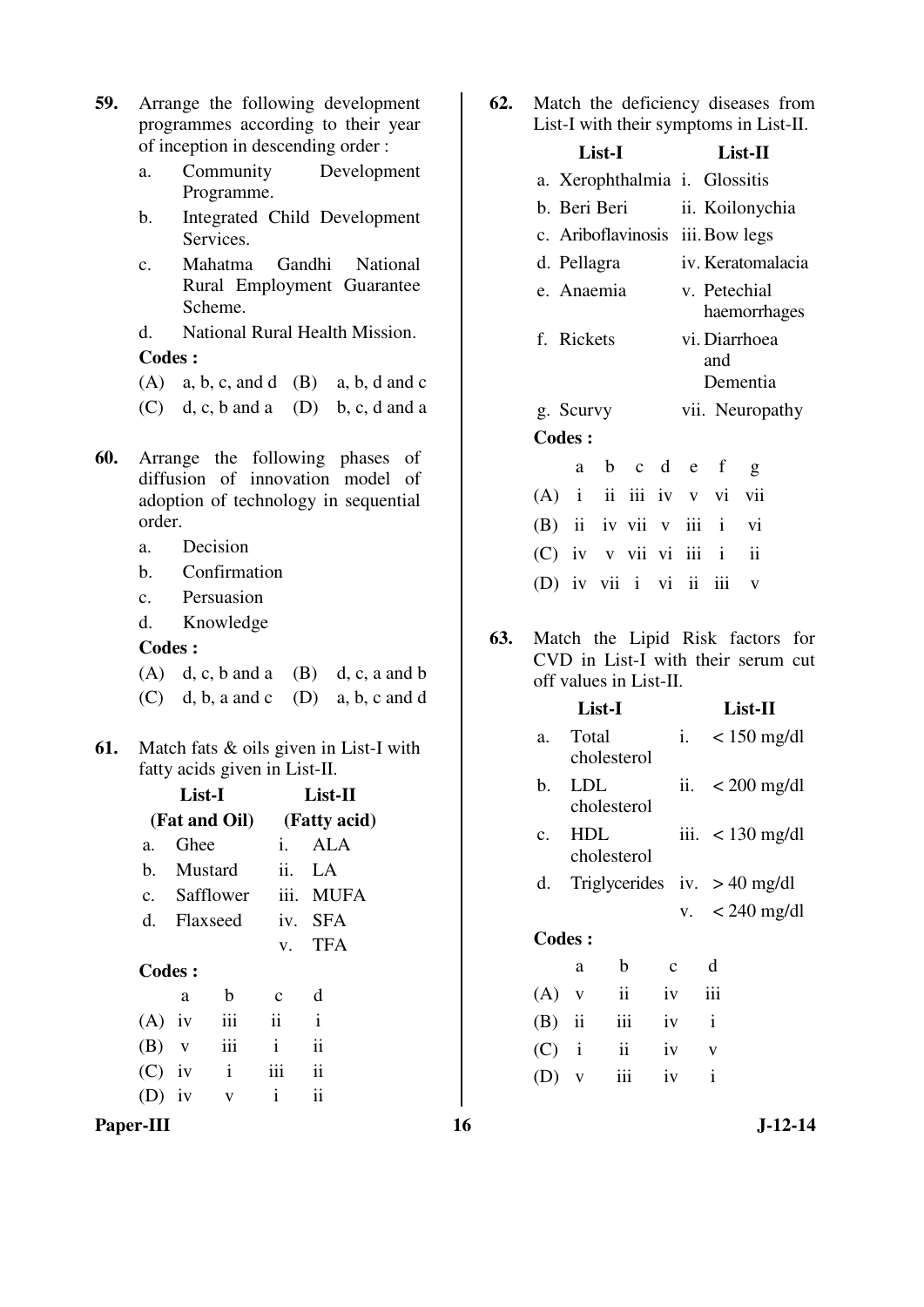**59.** Arrange the following development programmes according to their year of inception in descending order :

a. Community Development Programme.

b. Integrated Child Development Services.

c. Mahatma Gandhi National Rural Employment Guarantee Scheme.

d. National Rural Health Mission.

**Codes :**

(A) a, b, c, and d (B) a, b, d and c

(C) d, c, b and a (D) b, c, d and a

**60.** Arrange the following phases of diffusion of innovation model of adoption of technology in sequential order.

a. Decision

b. Confirmation

c. Persuasion

d. Knowledge

**Codes :**

(A) d, c, b and a (B) d, c, a and b

(C) d, b, a and c (D) a, b, c and d

**61.** Match fats & oils given in List-I with fatty acids given in List-II.

| List-I (Fat and Oil) | List-II (Fatty acid) |
|---|---|
| a. Ghee | i. ALA |
| b. Mustard | ii. LA |
| c. Safflower | iii. MUFA |
| d. Flaxseed | iv. SFA |
| | v. TFA |

**Codes :**

| | a | b | c | d |
|---|---|---|---|---|
| (A) | iv | iii | ii | i |
| (B) | v | iii | i | ii |
| (C) | iv | i | iii | ii |
| (D) | iv | v | i | ii |

**62.** Match the deficiency diseases from List-I with their symptoms in List-II.

| List-I | List-II |
|---|---|
| a. Xerophthalmia | i. Glossitis |
| b. Beri Beri | ii. Koilonychia |
| c. Ariboflavinosis | iii. Bow legs |
| d. Pellagra | iv. Keratomalacia |
| e. Anaemia | v. Petechial haemorrhages |
| f. Rickets | vi. Diarrhoea and Dementia |
| g. Scurvy | vii. Neuropathy |

**Codes :**

| | a | b | c | d | e | f | g |
|---|---|---|---|---|---|---|---|
| (A) | i | ii | iii | iv | v | vi | vii |
| (B) | ii | iv | vii | v | iii | i | vi |
| (C) | iv | v | vii | vi | iii | i | ii |
| (D) | iv | vii | i | vi | ii | iii | v |

**63.** Match the Lipid Risk factors for CVD in List-I with their serum cut off values in List-II.

| List-I | List-II |
|---|---|
| a. Total cholesterol | i. < 150 mg/dl |
| b. LDL cholesterol | ii. < 200 mg/dl |
| c. HDL cholesterol | iii. < 130 mg/dl |
| d. Triglycerides | iv. > 40 mg/dl |
| | v. < 240 mg/dl |

**Codes :**

| | a | b | c | d |
|---|---|---|---|---|
| (A) | v | ii | iv | iii |
| (B) | ii | iii | iv | i |
| (C) | i | ii | iv | v |
| (D) | v | iii | iv | i |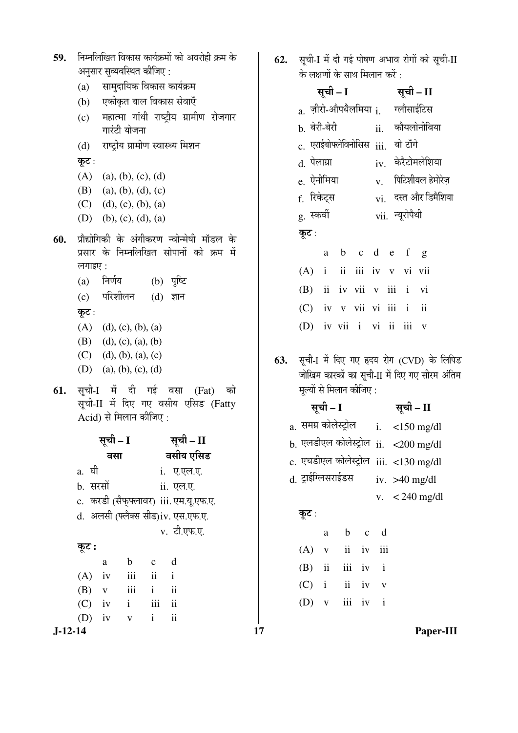59. निम्नलिखित विकास कार्यक्रमों को अवरोही क्रम के अनुसार सुव्यवस्थित कीजिए :

   (a) सामुदायिक विकास कार्यक्रम
   (b) एकीकृत बाल विकास सेवाएँ
   (c) महात्मा गांधी राष्ट्रीय ग्रामीण रोजगार गारंटी योजना
   (d) राष्ट्रीय ग्रामीण स्वास्थ्य मिशन

   कूट :

   (A) (a), (b), (c), (d)
   (B) (a), (b), (d), (c)
   (C) (d), (c), (b), (a)
   (D) (b), (c), (d), (a)

60. प्रौद्योगिकी के अंगीकरण न्वोन्मेषी मॉडल के प्रसार के निम्नलिखित सोपानों को क्रम में लगाइए :

   (a) निर्णय (b) पुष्टि
   (c) परिशीलन (d) ज्ञान

   कूट :

   (A) (d), (c), (b), (a)
   (B) (d), (c), (a), (b)
   (C) (d), (b), (a), (c)
   (D) (a), (b), (c), (d)

61. सूची-I में दी गई वसा (Fat) को सूची-II में दिए गए वसीय एसिड (Fatty Acid) से मिलान कीजिए :

| सूची – I वसा | सूची – II वसीय एसिड |
|---|---|
| a. घी | i. ए.एल.ए. |
| b. सरसों | ii. एल.ए. |
| c. करडी (सैफ्फ्लावर) | iii. एम.यू.एफ.ए. |
| d. अलसी (फ्लैक्स सीड) | iv. एस.एफ.ए. |
| | v. टी.एफ.ए. |

**कूट :**

| | a | b | c | d |
|---|---|---|---|---|
| (A) | iv | iii | ii | i |
| (B) | v | iii | i | ii |
| (C) | iv | i | iii | ii |
| (D) | iv | v | i | ii |

62. सूची-I में दी गई पोषण अभाव रोगों को सूची-II के लक्षणों के साथ मिलान करें :

| सूची – I | सूची – II |
|---|---|
| a. ज़ीरो-औपथैलमिया | i. ग्लौसाईटिस |
| b. बेरी-बेरी | ii. कोयलोनीबिया |
| c. एराईबोफ्लेविनोसिस | iii. बो टाँगे |
| d. पेलाग्रा | iv. केरैटोमलेशिया |
| e. ऐनीमिया | v. पिटिशीयल हेमोरेज़ |
| f. रिकेट्स | vi. दस्त और डिमैशिया |
| g. स्कर्वी | vii. न्यूरोपैथी |

कूट :

| | a | b | c | d | e | f | g |
|---|---|---|---|---|---|---|---|
| (A) | i | ii | iii | iv | v | vi | vii |
| (B) | ii | iv | vii | v | iii | i | vi |
| (C) | iv | v | vii | vi | iii | i | ii |
| (D) | iv | vii | i | vi | ii | iii | v |

63. सूची-I में दिए गए हृदय रोग (CVD) के लिपिड जोखिम कारकों का सूची-II में दिए गए सीरम अंतिम मूल्यों से मिलान कीजिए :

| सूची – I | सूची – II |
|---|---|
| a. समग्र कोलेस्ट्रोल | i. <150 mg/dl |
| b. एलडीएल कोलेस्ट्रोल | ii. <200 mg/dl |
| c. एचडीएल कोलेस्ट्रोल | iii. <130 mg/dl |
| d. ट्राईग्लिसराईडस | iv. >40 mg/dl |
| | v. < 240 mg/dl |

कूट :

| | a | b | c | d |
|---|---|---|---|---|
| (A) | v | ii | iv | iii |
| (B) | ii | iii | iv | i |
| (C) | i | ii | iv | v |
| (D) | v | iii | iv | i |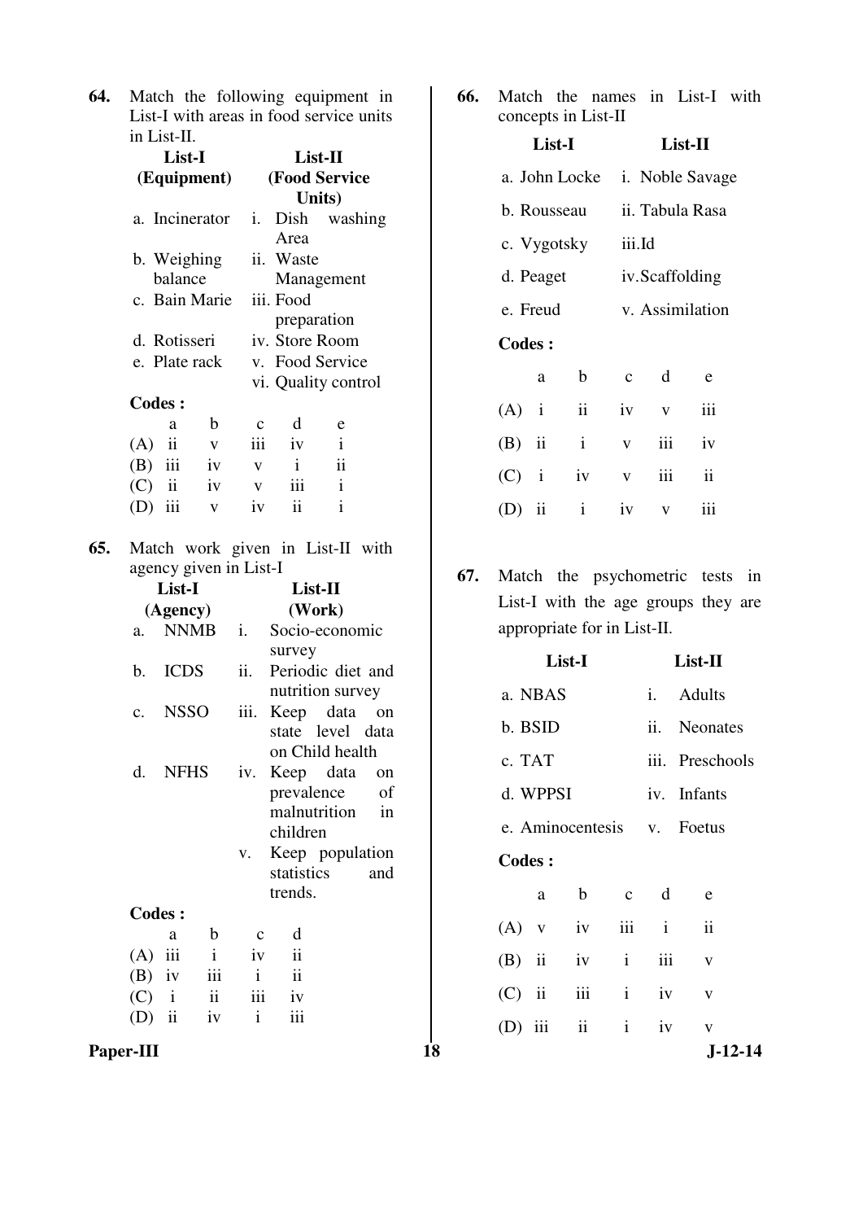**64.** Match the following equipment in List-I with areas in food service units in List-II.

| List-I (Equipment) | List-II (Food Service Units) |
|---|---|
| a. Incinerator | i. Dish washing Area |
| b. Weighing balance | ii. Waste Management |
| c. Bain Marie | iii. Food preparation |
| d. Rotisseri | iv. Store Room |
| e. Plate rack | v. Food Service |
| | vi. Quality control |

**Codes :**

| | a | b | c | d | e |
|---|---|---|---|---|---|
| (A) | ii | v | iii | iv | i |
| (B) | iii | iv | v | i | ii |
| (C) | ii | iv | v | iii | i |
| (D) | iii | v | iv | ii | i |

**65.** Match work given in List-II with agency given in List-I

| List-I (Agency) | List-II (Work) |
|---|---|
| a. NNMB | i. Socio-economic survey |
| b. ICDS | ii. Periodic diet and nutrition survey |
| c. NSSO | iii. Keep data on state level data on Child health |
| d. NFHS | iv. Keep data on prevalence of malnutrition in children |
| | v. Keep population statistics and trends. |

**Codes :**

| | a | b | c | d |
|---|---|---|---|---|
| (A) | iii | i | iv | ii |
| (B) | iv | iii | i | ii |
| (C) | i | ii | iii | iv |
| (D) | ii | iv | i | iii |

**66.** Match the names in List-I with concepts in List-II

| List-I | List-II |
|---|---|
| a. John Locke | i. Noble Savage |
| b. Rousseau | ii. Tabula Rasa |
| c. Vygotsky | iii. Id |
| d. Peaget | iv. Scaffolding |
| e. Freud | v. Assimilation |

**Codes :**

| | a | b | c | d | e |
|---|---|---|---|---|---|
| (A) | i | ii | iv | v | iii |
| (B) | ii | i | v | iii | iv |
| (C) | i | iv | v | iii | ii |
| (D) | ii | i | iv | v | iii |

**67.** Match the psychometric tests in List-I with the age groups they are appropriate for in List-II.

| List-I | List-II |
|---|---|
| a. NBAS | i. Adults |
| b. BSID | ii. Neonates |
| c. TAT | iii. Preschools |
| d. WPPSI | iv. Infants |
| e. Aminocentesis | v. Foetus |

**Codes :**

| | a | b | c | d | e |
|---|---|---|---|---|---|
| (A) | v | iv | iii | i | ii |
| (B) | ii | iv | i | iii | v |
| (C) | ii | iii | i | iv | v |
| (D) | iii | ii | i | iv | v |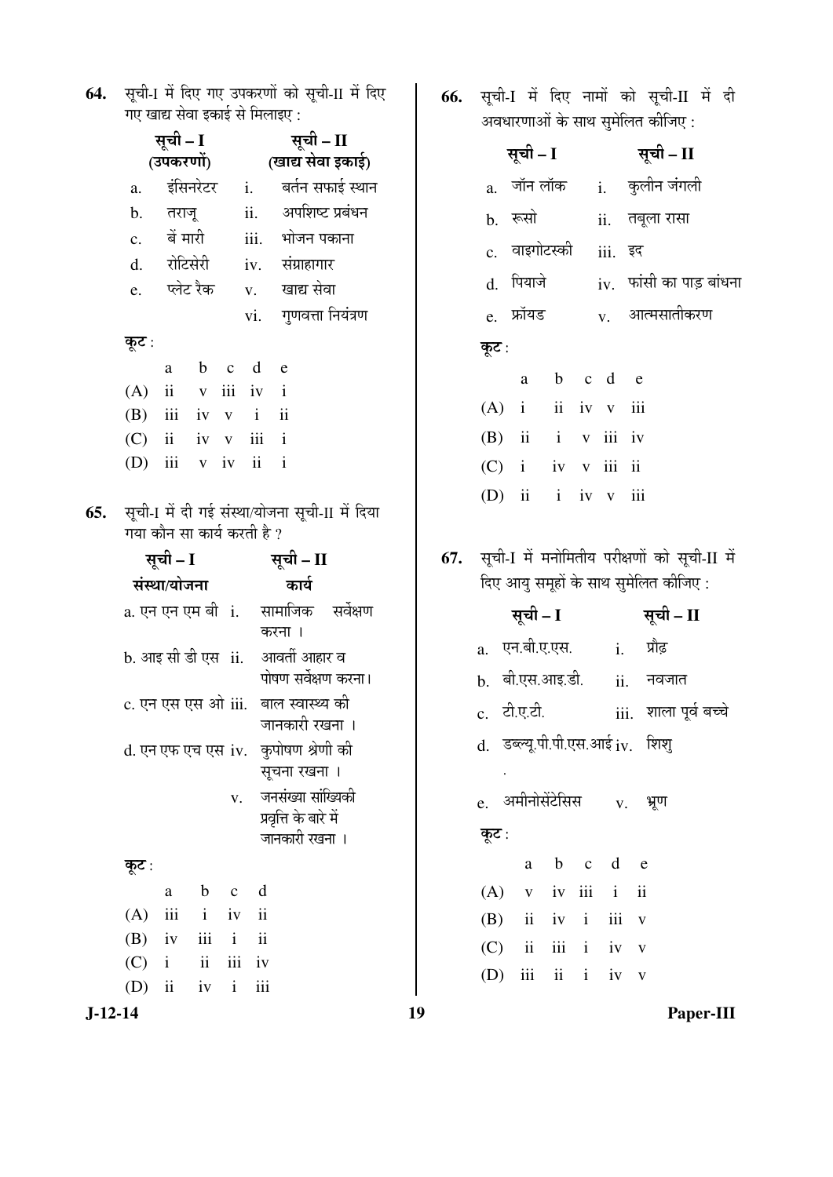**64.** सूची-I में दिए गए उपकरणों को सूची-II में दिए गए खाद्य सेवा इकाई से मिलाइए :

| सूची – I (उपकरणों) | | सूची – II (खाद्य सेवा इकाई) | |
|---|---|---|---|
| a. | इंसिनरेटर | i. | बर्तन सफाई स्थान |
| b. | तराजू | ii. | अपशिष्ट प्रबंधन |
| c. | बें मारी | iii. | भोजन पकाना |
| d. | रोटिसेरी | iv. | संग्राहागार |
| e. | प्लेट रैक | v. | खाद्य सेवा |
| | | vi. | गुणवत्ता नियंत्रण |

**कूट :**

| | a | b | c | d | e |
|---|---|---|---|---|---|
| (A) | ii | v | iii | iv | i |
| (B) | iii | iv | v | i | ii |
| (C) | ii | iv | v | iii | i |
| (D) | iii | v | iv | ii | i |

**65.** सूची-I में दी गई संस्था/योजना सूची-II में दिया गया कौन सा कार्य करती है ?

| सूची – I संस्था/योजना | सूची – II कार्य |
|---|---|
| a. एन एन एम बी | i. सामाजिक सर्वेक्षण करना । |
| b. आइ सी डी एस | ii. आवर्ती आहार व पोषण सर्वेक्षण करना। |
| c. एन एस एस ओ | iii. बाल स्वास्थ्य की जानकारी रखना । |
| d. एन एफ एच एस | iv. कुपोषण श्रेणी की सूचना रखना । |
| | v. जनसंख्या सांख्यिकी प्रवृत्ति के बारे में जानकारी रखना । |

**कूट :**

| | a | b | c | d |
|---|---|---|---|---|
| (A) | iii | i | iv | ii |
| (B) | iv | iii | i | ii |
| (C) | i | ii | iii | iv |
| (D) | ii | iv | i | iii |

**66.** सूची-I में दिए नामों को सूची-II में दी अवधारणाओं के साथ सुमेलित कीजिए :

| सूची – I | | सूची – II | |
|---|---|---|---|
| a. | जॉन लॉक | i. | कुलीन जंगली |
| b. | रूसो | ii. | तबूला रासा |
| c. | वाइगोटस्की | iii. | इद |
| d. | पियाजे | iv. | फांसी का पाड़ बांधना |
| e. | फ्रॉयड | v. | आत्मसातीकरण |

**कूट :**

| | a | b | c | d | e |
|---|---|---|---|---|---|
| (A) | i | ii | iv | v | iii |
| (B) | ii | i | v | iii | iv |
| (C) | i | iv | v | iii | ii |
| (D) | ii | i | iv | v | iii |

**67.** सूची-I में मनोमितीय परीक्षणों को सूची-II में दिए आयु समूहों के साथ सुमेलित कीजिए :

| सूची – I | | सूची – II | |
|---|---|---|---|
| a. | एन.बी.ए.एस. | i. | प्रौढ़ |
| b. | बी.एस.आइ.डी. | ii. | नवजात |
| c. | टी.ए.टी. | iii. | शाला पूर्व बच्चे |
| d. | डब्ल्यू.पी.पी.एस.आई. | iv. | शिशु |
| e. | अमीनोसेंटेसिस | v. | भ्रूण |

**कूट :**

| | a | b | c | d | e |
|---|---|---|---|---|---|
| (A) | v | iv | iii | i | ii |
| (B) | ii | iv | i | iii | v |
| (C) | ii | iii | i | iv | v |
| (D) | iii | ii | i | iv | v |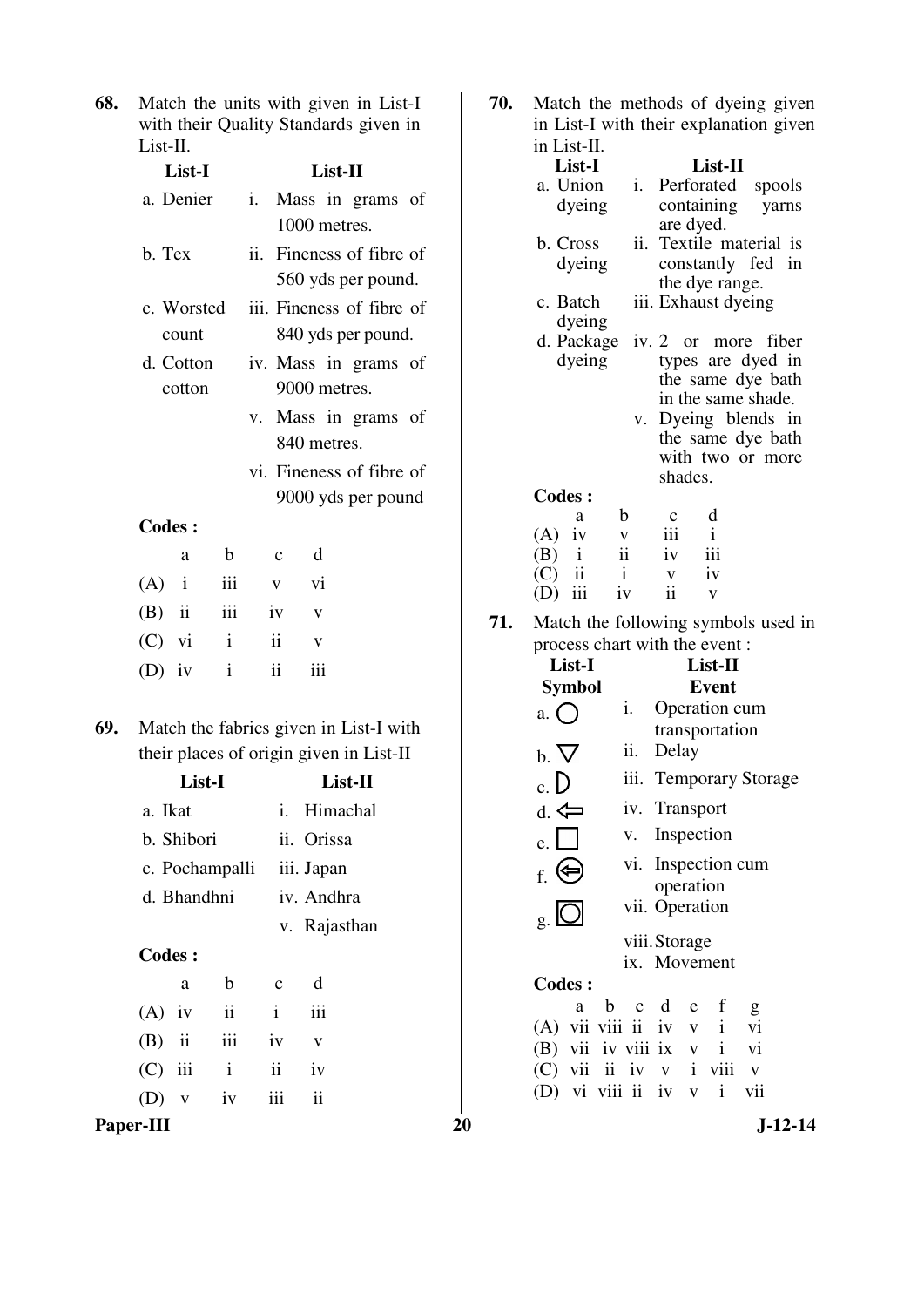**68.** Match the units with given in List-I with their Quality Standards given in List-II.

| List-I | List-II |
|---|---|
| a. Denier | i. Mass in grams of 1000 metres. |
| b. Tex | ii. Fineness of fibre of 560 yds per pound. |
| c. Worsted count | iii. Fineness of fibre of 840 yds per pound. |
| d. Cotton cotton | iv. Mass in grams of 9000 metres. |
| | v. Mass in grams of 840 metres. |
| | vi. Fineness of fibre of 9000 yds per pound |

**Codes :**

| | a | b | c | d |
|---|---|---|---|---|
| (A) | i | iii | v | vi |
| (B) | ii | iii | iv | v |
| (C) | vi | i | ii | v |
| (D) | iv | i | ii | iii |

**69.** Match the fabrics given in List-I with their places of origin given in List-II

| List-I | List-II |
|---|---|
| a. Ikat | i. Himachal |
| b. Shibori | ii. Orissa |
| c. Pochampalli | iii. Japan |
| d. Bhandhni | iv. Andhra |
| | v. Rajasthan |

**Codes :**

| | a | b | c | d |
|---|---|---|---|---|
| (A) | iv | ii | i | iii |
| (B) | ii | iii | iv | v |
| (C) | iii | i | ii | iv |
| (D) | v | iv | iii | ii |

**70.** Match the methods of dyeing given in List-I with their explanation given in List-II.

| List-I | List-II |
|---|---|
| a. Union dyeing | i. Perforated spools containing yarns are dyed. |
| b. Cross dyeing | ii. Textile material is constantly fed in the dye range. |
| c. Batch dyeing | iii. Exhaust dyeing |
| d. Package dyeing | iv. 2 or more fiber types are dyed in the same dye bath in the same shade. |
| | v. Dyeing blends in the same dye bath with two or more shades. |

**Codes :**

| | a | b | c | d |
|---|---|---|---|---|
| (A) | iv | v | iii | i |
| (B) | i | ii | iv | iii |
| (C) | ii | i | v | iv |
| (D) | iii | iv | ii | v |

**71.** Match the following symbols used in process chart with the event :

| List-I Symbol | List-II Event |
|---|---|
| a. ◯ | i. Operation cum transportation |
| b. ▽ | ii. Delay |
| c. D | iii. Temporary Storage |
| d. ⇦ | iv. Transport |
| e. □ | v. Inspection |
| f. ⇦ inside ◯ | vi. Inspection cum operation |
| g. ◯ inside □ | vii. Operation |
| | viii. Storage |
| | ix. Movement |

**Codes :**

| | a | b | c | d | e | f | g |
|---|---|---|---|---|---|---|---|
| (A) | vii | viii | ii | iv | v | i | vi |
| (B) | vii | iv | viii | ix | v | i | vi |
| (C) | vii | ii | iv | v | i | viii | v |
| (D) | vi | viii | ii | iv | v | i | vii |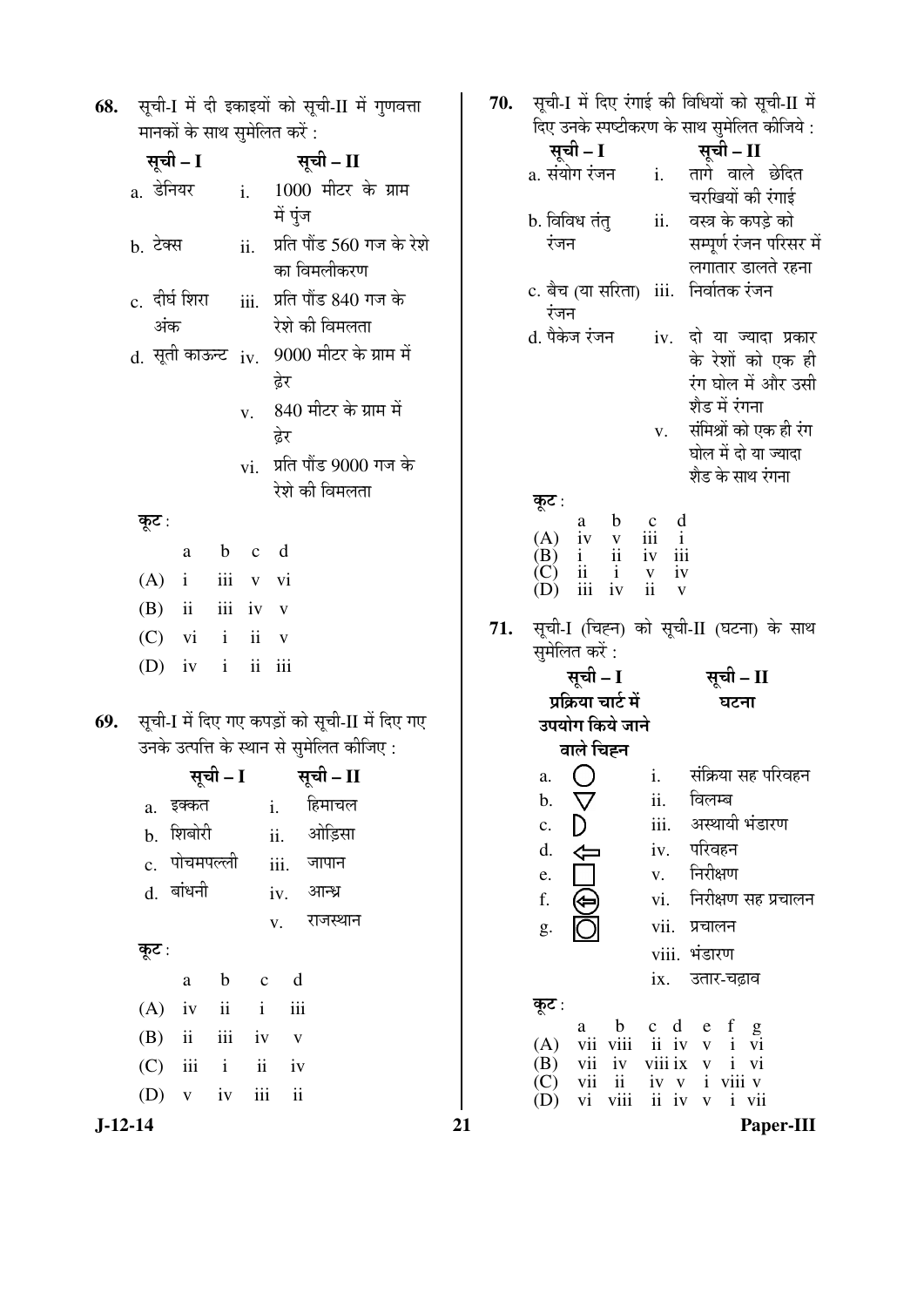**68.** सूची-I में दी इकाइयों को सूची-II में गुणवत्ता मानकों के साथ सुमेलित करें :

| सूची – I | सूची – II |
|---|---|
| a. डेनियर | i. 1000 मीटर के ग्राम में पुंज |
| b. टेक्स | ii. प्रति पौंड 560 गज के रेशे का विमलीकरण |
| c. दीर्घ शिरा अंक | iii. प्रति पौंड 840 गज के रेशे की विमलता |
| d. सूती काऊन्ट | iv. 9000 मीटर के ग्राम में ढ़ेर |
| | v. 840 मीटर के ग्राम में ढ़ेर |
| | vi. प्रति पौंड 9000 गज के रेशे की विमलता |

**कूट :**

| | a | b | c | d |
|---|---|---|---|---|
| (A) | i | iii | v | vi |
| (B) | ii | iii | iv | v |
| (C) | vi | i | ii | v |
| (D) | iv | i | ii | iii |

**69.** सूची-I में दिए गए कपड़ों को सूची-II में दिए गए उनके उत्पत्ति के स्थान से सुमेलित कीजिए :

| सूची – I | सूची – II |
|---|---|
| a. इक्कत | i. हिमाचल |
| b. शिबोरी | ii. ओड़िसा |
| c. पोचमपल्ली | iii. जापान |
| d. बांधनी | iv. आन्ध्र |
| | v. राजस्थान |

**कूट :**

| | a | b | c | d |
|---|---|---|---|---|
| (A) | iv | ii | i | iii |
| (B) | ii | iii | iv | v |
| (C) | iii | i | ii | iv |
| (D) | v | iv | iii | ii |

**70.** सूची-I में दिए रंगाई की विधियों को सूची-II में दिए उनके स्पष्टीकरण के साथ सुमेलित कीजिये :

| सूची – I | सूची – II |
|---|---|
| a. संयोग रंजन | i. तागे वाले छेदित चरखियों की रंगाई |
| b. विविध तंतु रंजन | ii. वस्त्र के कपड़े को सम्पूर्ण रंजन परिसर में लगातार डालते रहना |
| c. बैच (या सरिता) रंजन | iii. निर्वातक रंजन |
| d. पैकेज रंजन | iv. दो या ज्यादा प्रकार के रेशों को एक ही रंग घोल में और उसी शैड में रंगना |
| | v. संमिश्रों को एक ही रंग घोल में दो या ज्यादा शैड के साथ रंगना |

**कूट :**

| | a | b | c | d |
|---|---|---|---|---|
| (A) | iv | v | iii | i |
| (B) | i | ii | iv | iii |
| (C) | ii | i | v | iv |
| (D) | iii | iv | ii | v |

**71.** सूची-I (चिह्न) को सूची-II (घटना) के साथ सुमेलित करें :

| सूची – I प्रक्रिया चार्ट में उपयोग किये जाने वाले चिह्न | सूची – II घटना |
|---|---|
| a. ○ | i. संक्रिया सह परिवहन |
| b. ▽ | ii. विलम्ब |
| c. D | iii. अस्थायी भंडारण |
| d. ⇦ | iv. परिवहन |
| e. □ | v. निरीक्षण |
| f. ⇦ (वृत्त में) | vi. निरीक्षण सह प्रचालन |
| g. ○ (वर्ग में) | vii. प्रचालन |
| | viii. भंडारण |
| | ix. उतार-चढ़ाव |

**कूट :**

| | a | b | c | d | e | f | g |
|---|---|---|---|---|---|---|---|
| (A) | vii | viii | ii | iv | v | i | vi |
| (B) | vii | iv | viii | ix | v | i | vi |
| (C) | vii | ii | iv | v | i | viii | v |
| (D) | vi | viii | ii | iv | v | i | vii |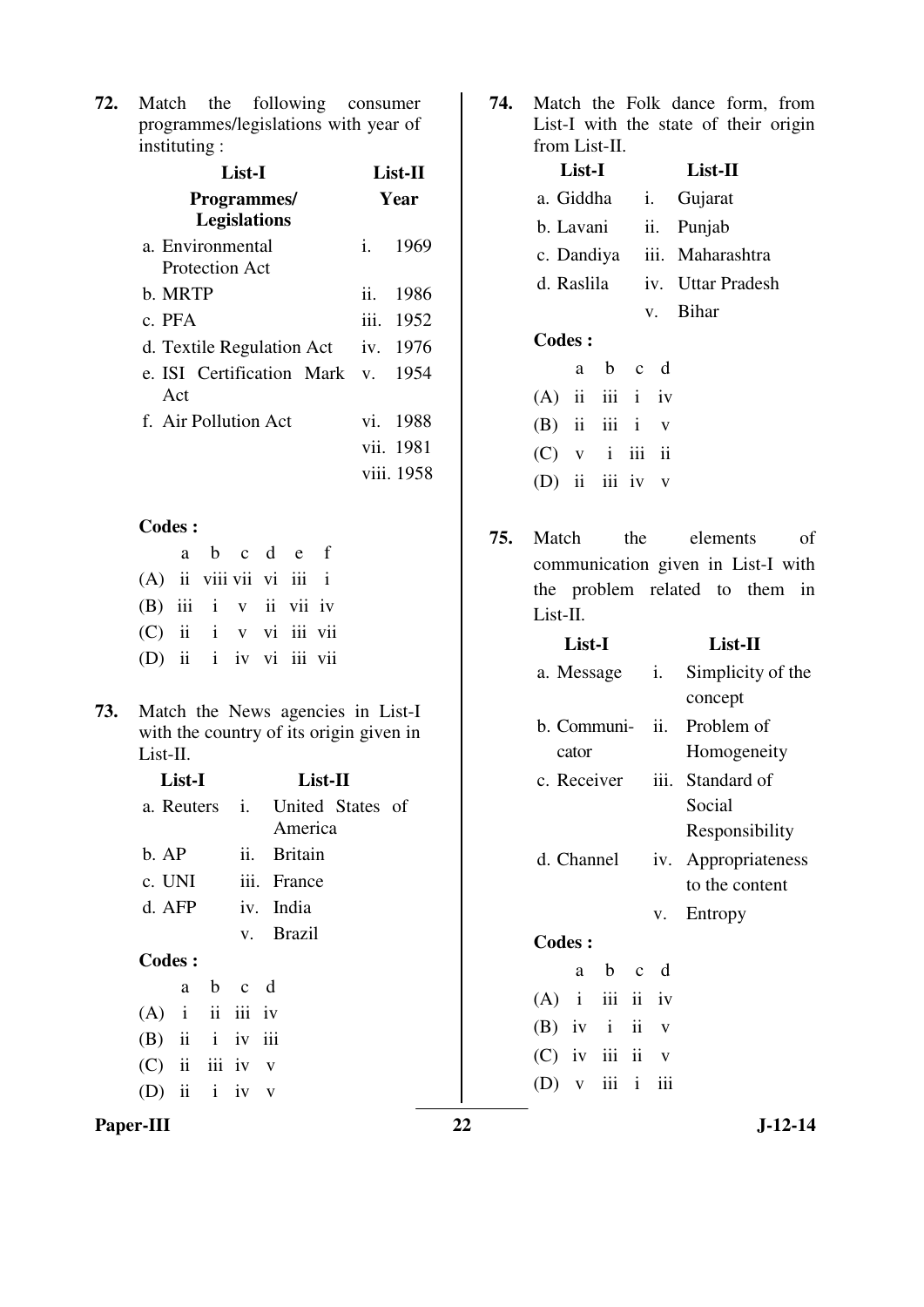**72.** Match the following consumer programmes/legislations with year of instituting :

| List-I Programmes/ Legislations | List-II Year |
|---|---|
| a. Environmental Protection Act | i. 1969 |
| b. MRTP | ii. 1986 |
| c. PFA | iii. 1952 |
| d. Textile Regulation Act | iv. 1976 |
| e. ISI Certification Mark Act | v. 1954 |
| f. Air Pollution Act | vi. 1988 |
| | vii. 1981 |
| | viii. 1958 |

**Codes :**

| | a | b | c | d | e | f |
|---|---|---|---|---|---|---|
| (A) | ii | viii | vii | vi | iii | i |
| (B) | iii | i | v | ii | vii | iv |
| (C) | ii | i | v | vi | iii | vii |
| (D) | ii | i | iv | vi | iii | vii |

**73.** Match the News agencies in List-I with the country of its origin given in List-II.

| List-I | List-II |
|---|---|
| a. Reuters | i. United States of America |
| b. AP | ii. Britain |
| c. UNI | iii. France |
| d. AFP | iv. India |
| | v. Brazil |

**Codes :**

| | a | b | c | d |
|---|---|---|---|---|
| (A) | i | ii | iii | iv |
| (B) | ii | i | iv | iii |
| (C) | ii | iii | iv | v |
| (D) | ii | i | iv | v |

**74.** Match the Folk dance form, from List-I with the state of their origin from List-II.

| List-I | List-II |
|---|---|
| a. Giddha | i. Gujarat |
| b. Lavani | ii. Punjab |
| c. Dandiya | iii. Maharashtra |
| d. Raslila | iv. Uttar Pradesh |
| | v. Bihar |

**Codes :**

| | a | b | c | d |
|---|---|---|---|---|
| (A) | ii | iii | i | iv |
| (B) | ii | iii | i | v |
| (C) | v | i | iii | ii |
| (D) | ii | iii | iv | v |

**75.** Match the elements of communication given in List-I with the problem related to them in List-II.

| List-I | List-II |
|---|---|
| a. Message | i. Simplicity of the concept |
| b. Communicator | ii. Problem of Homogeneity |
| c. Receiver | iii. Standard of Social Responsibility |
| d. Channel | iv. Appropriateness to the content |
| | v. Entropy |

**Codes :**

| | a | b | c | d |
|---|---|---|---|---|
| (A) | i | iii | ii | iv |
| (B) | iv | i | ii | v |
| (C) | iv | iii | ii | v |
| (D) | v | iii | i | iii |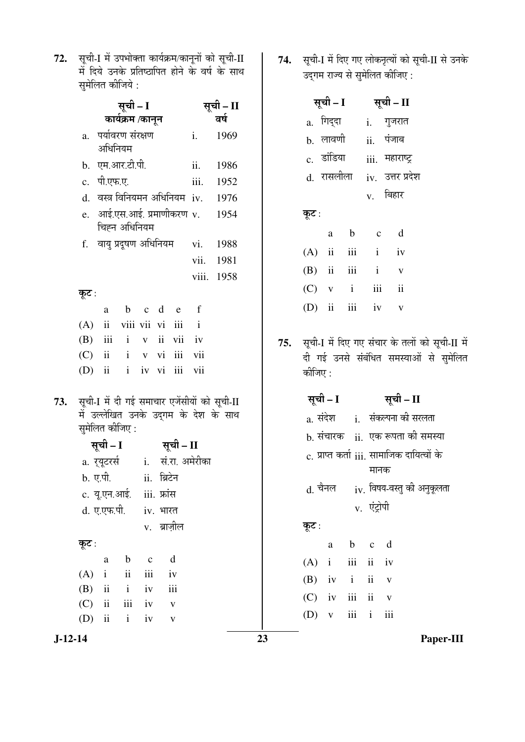**72.** सूची-I में उपभोक्ता कार्यक्रम/कानूनों को सूची-II में दिये उनके प्रतिष्ठापित होने के वर्ष के साथ सुमेलित कीजिये :

| | सूची – I<br>कार्यक्रम /कानून | | सूची – II<br>वर्ष |
|---|---|---|---|
| a. | पर्यावरण संरक्षण अधिनियम | i. | 1969 |
| b. | एम.आर.टी.पी. | ii. | 1986 |
| c. | पी.एफ.ए. | iii. | 1952 |
| d. | वस्त्र विनियमन अधिनियम | iv. | 1976 |
| e. | आई.एस.आई. प्रमाणीकरण चिह्न अधिनियम | v. | 1954 |
| f. | वायु प्रदूषण अधिनियम | vi. | 1988 |
| | | vii. | 1981 |
| | | viii. | 1958 |

**कूट :**

| | a | b | c | d | e | f |
|---|---|---|---|---|---|---|
| (A) | ii | viii | vii | vi | iii | i |
| (B) | iii | i | v | ii | vii | iv |
| (C) | ii | i | v | vi | iii | vii |
| (D) | ii | i | iv | vi | iii | vii |

**73.** सूची-I में दी गई समाचार एजेंसीयों को सूची-II में उल्लेखित उनके उद्गम के देश के साथ सुमेलित कीजिए :

| | सूची – I | | सूची – II |
|---|---|---|---|
| a. | र्यूटरर्स | i. | सं.रा. अमेरीका |
| b. | ए.पी. | ii. | ब्रिटेन |
| c. | यू.एन.आई. | iii. | फ्रांस |
| d. | ए.एफ.पी. | iv. | भारत |
| | | v. | ब्राज़ील |

**कूट :**

| | a | b | c | d |
|---|---|---|---|---|
| (A) | i | ii | iii | iv |
| (B) | ii | i | iv | iii |
| (C) | ii | iii | iv | v |
| (D) | ii | i | iv | v |

**74.** सूची-I में दिए गए लोकनृत्यों को सूची-II से उनके उद्गम राज्य से सुमेलित कीजिए :

| | सूची – I | | सूची – II |
|---|---|---|---|
| a. | गिद्दा | i. | गुजरात |
| b. | लावणी | ii. | पंजाब |
| c. | डांडिया | iii. | महाराष्ट्र |
| d. | रासलीला | iv. | उत्तर प्रदेश |
| | | v. | बिहार |

**कूट :**

| | a | b | c | d |
|---|---|---|---|---|
| (A) | ii | iii | i | iv |
| (B) | ii | iii | i | v |
| (C) | v | i | iii | ii |
| (D) | ii | iii | iv | v |

**75.** सूची-I में दिए गए संचार के तलों को सूची-II में दी गई उनसे संबंधित समस्याओं से सुमेलित कीजिए :

| | सूची – I | | सूची – II |
|---|---|---|---|
| a. | संदेश | i. | संकल्पना की सरलता |
| b. | संचारक | ii. | एक रूपता की समस्या |
| c. | प्राप्त कर्ता | iii. | सामाजिक दायित्वों के मानक |
| d. | चैनल | iv. | विषय-वस्तु की अनुकूलता |
| | | v. | एंट्रोपी |

**कूट :**

| | a | b | c | d |
|---|---|---|---|---|
| (A) | i | iii | ii | iv |
| (B) | iv | i | ii | v |
| (C) | iv | iii | ii | v |
| (D) | v | iii | i | iii |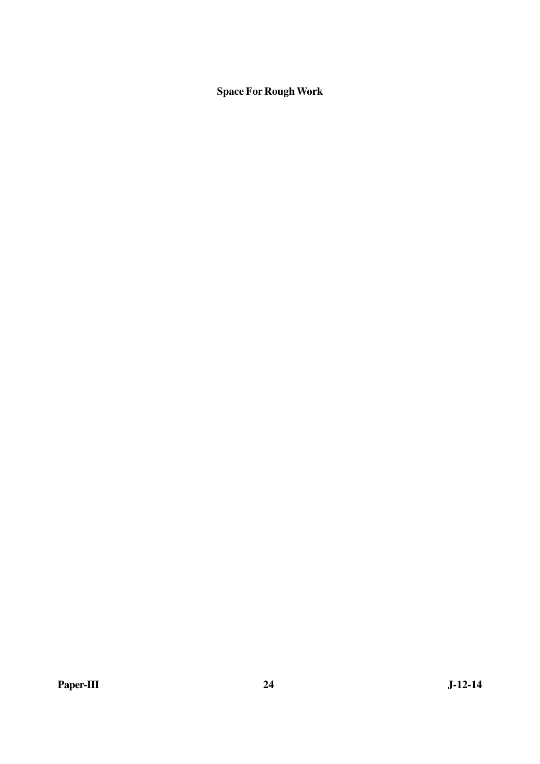**Space For Rough Work**